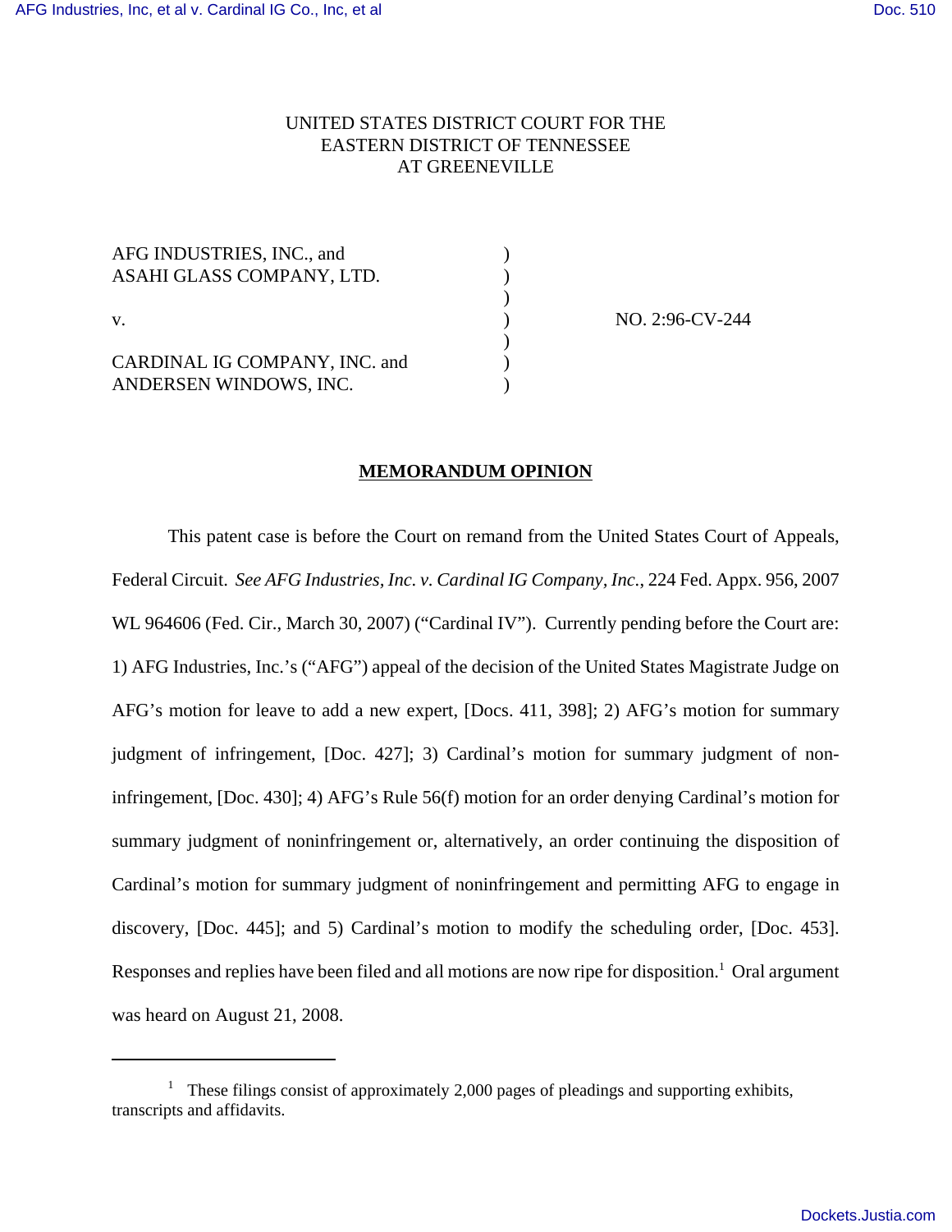UNITED STATES DISTRICT COURT FOR THE
EASTERN DISTRICT OF TENNESSEE
AT GREENEVILLE

AFG INDUSTRIES, INC., and
ASAHI GLASS COMPANY, LTD.

v.                                                                    NO. 2:96-CV-244

CARDINAL IG COMPANY, INC. and
ANDERSEN WINDOWS, INC.

## MEMORANDUM OPINION

This patent case is before the Court on remand from the United States Court of Appeals, Federal Circuit. *See AFG Industries, Inc. v. Cardinal IG Company, Inc.*, 224 Fed. Appx. 956, 2007 WL 964606 (Fed. Cir., March 30, 2007) ("Cardinal IV"). Currently pending before the Court are: 1) AFG Industries, Inc.'s ("AFG") appeal of the decision of the United States Magistrate Judge on AFG's motion for leave to add a new expert, [Docs. 411, 398]; 2) AFG's motion for summary judgment of infringement, [Doc. 427]; 3) Cardinal's motion for summary judgment of non-infringement, [Doc. 430]; 4) AFG's Rule 56(f) motion for an order denying Cardinal's motion for summary judgment of noninfringement or, alternatively, an order continuing the disposition of Cardinal's motion for summary judgment of noninfringement and permitting AFG to engage in discovery, [Doc. 445]; and 5) Cardinal's motion to modify the scheduling order, [Doc. 453]. Responses and replies have been filed and all motions are now ripe for disposition.[1] Oral argument was heard on August 21, 2008.

[1] These filings consist of approximately 2,000 pages of pleadings and supporting exhibits, transcripts and affidavits.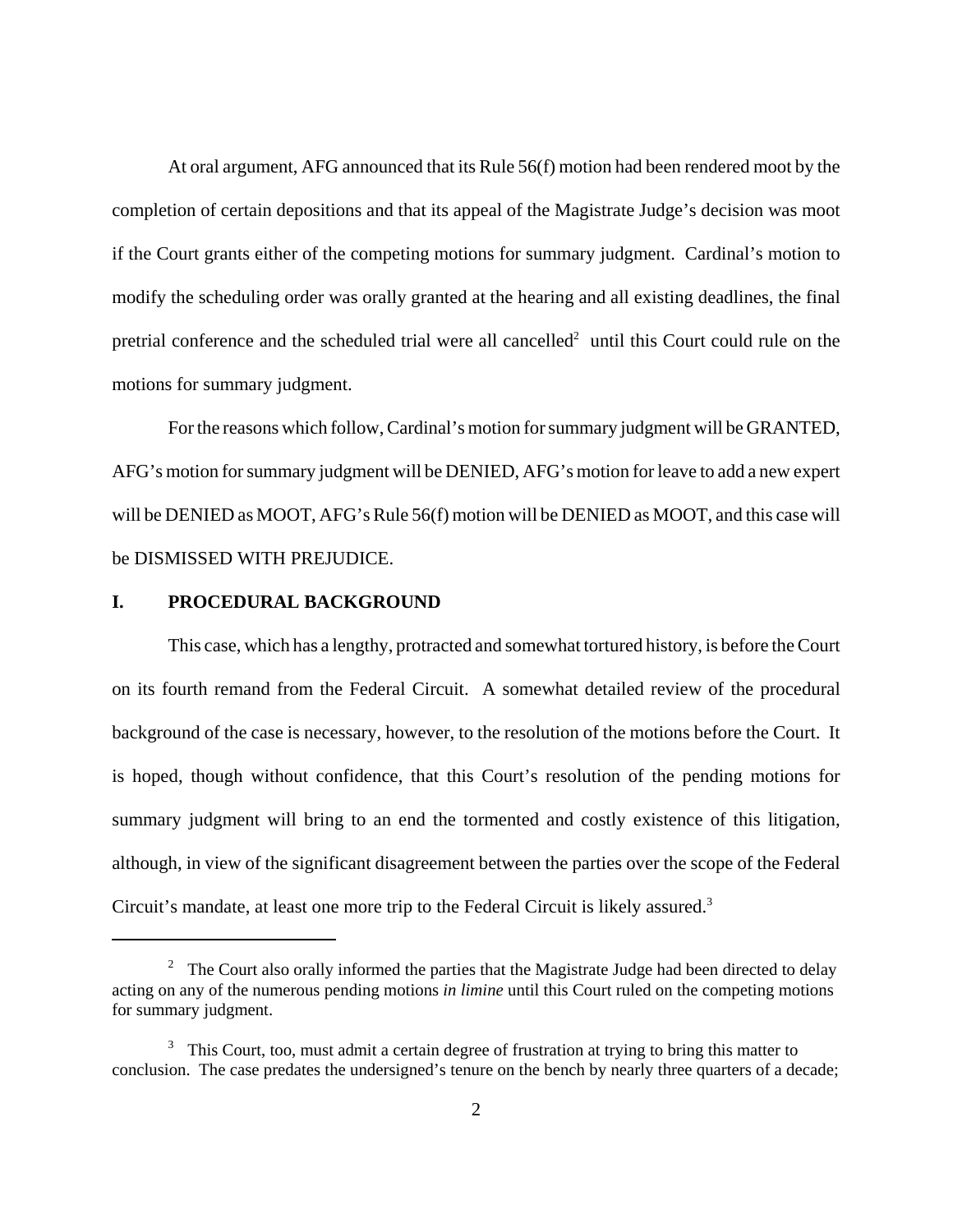At oral argument, AFG announced that its Rule 56(f) motion had been rendered moot by the completion of certain depositions and that its appeal of the Magistrate Judge's decision was moot if the Court grants either of the competing motions for summary judgment. Cardinal's motion to modify the scheduling order was orally granted at the hearing and all existing deadlines, the final pretrial conference and the scheduled trial were all cancelled[2] until this Court could rule on the motions for summary judgment.

For the reasons which follow, Cardinal's motion for summary judgment will be GRANTED, AFG's motion for summary judgment will be DENIED, AFG's motion for leave to add a new expert will be DENIED as MOOT, AFG's Rule 56(f) motion will be DENIED as MOOT, and this case will be DISMISSED WITH PREJUDICE.

## I. PROCEDURAL BACKGROUND

This case, which has a lengthy, protracted and somewhat tortured history, is before the Court on its fourth remand from the Federal Circuit. A somewhat detailed review of the procedural background of the case is necessary, however, to the resolution of the motions before the Court. It is hoped, though without confidence, that this Court's resolution of the pending motions for summary judgment will bring to an end the tormented and costly existence of this litigation, although, in view of the significant disagreement between the parties over the scope of the Federal Circuit's mandate, at least one more trip to the Federal Circuit is likely assured.[3]

---

[2] The Court also orally informed the parties that the Magistrate Judge had been directed to delay acting on any of the numerous pending motions *in limine* until this Court ruled on the competing motions for summary judgment.

[3] This Court, too, must admit a certain degree of frustration at trying to bring this matter to conclusion. The case predates the undersigned's tenure on the bench by nearly three quarters of a decade;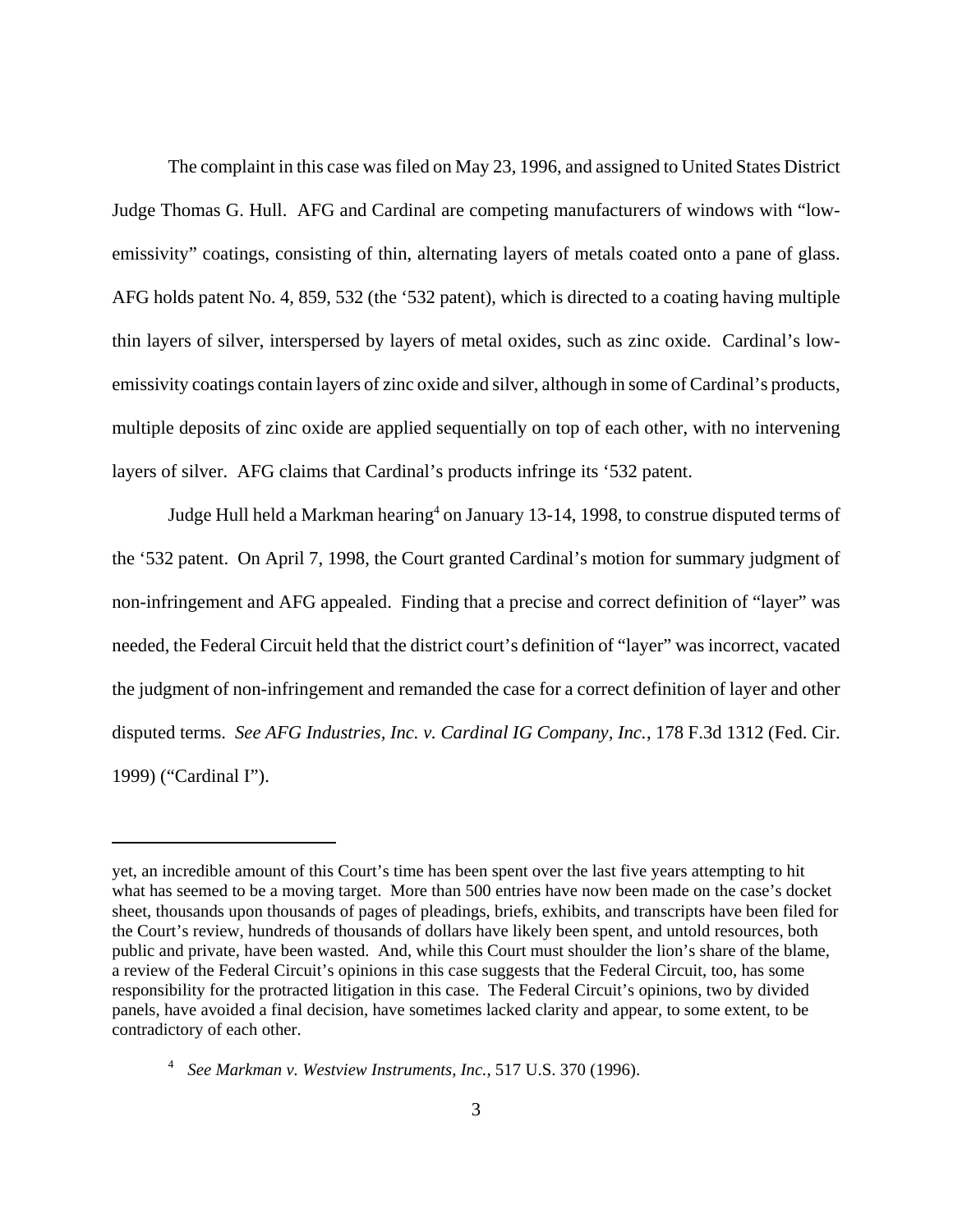The complaint in this case was filed on May 23, 1996, and assigned to United States District Judge Thomas G. Hull. AFG and Cardinal are competing manufacturers of windows with "low-emissivity" coatings, consisting of thin, alternating layers of metals coated onto a pane of glass. AFG holds patent No. 4, 859, 532 (the '532 patent), which is directed to a coating having multiple thin layers of silver, interspersed by layers of metal oxides, such as zinc oxide. Cardinal's low-emissivity coatings contain layers of zinc oxide and silver, although in some of Cardinal's products, multiple deposits of zinc oxide are applied sequentially on top of each other, with no intervening layers of silver. AFG claims that Cardinal's products infringe its '532 patent.

Judge Hull held a Markman hearing[4] on January 13-14, 1998, to construe disputed terms of the '532 patent. On April 7, 1998, the Court granted Cardinal's motion for summary judgment of non-infringement and AFG appealed. Finding that a precise and correct definition of "layer" was needed, the Federal Circuit held that the district court's definition of "layer" was incorrect, vacated the judgment of non-infringement and remanded the case for a correct definition of layer and other disputed terms. *See AFG Industries, Inc. v. Cardinal IG Company, Inc.*, 178 F.3d 1312 (Fed. Cir. 1999) ("Cardinal I").

---

yet, an incredible amount of this Court's time has been spent over the last five years attempting to hit what has seemed to be a moving target. More than 500 entries have now been made on the case's docket sheet, thousands upon thousands of pages of pleadings, briefs, exhibits, and transcripts have been filed for the Court's review, hundreds of thousands of dollars have likely been spent, and untold resources, both public and private, have been wasted. And, while this Court must shoulder the lion's share of the blame, a review of the Federal Circuit's opinions in this case suggests that the Federal Circuit, too, has some responsibility for the protracted litigation in this case. The Federal Circuit's opinions, two by divided panels, have avoided a final decision, have sometimes lacked clarity and appear, to some extent, to be contradictory of each other.

[4] *See Markman v. Westview Instruments, Inc.*, 517 U.S. 370 (1996).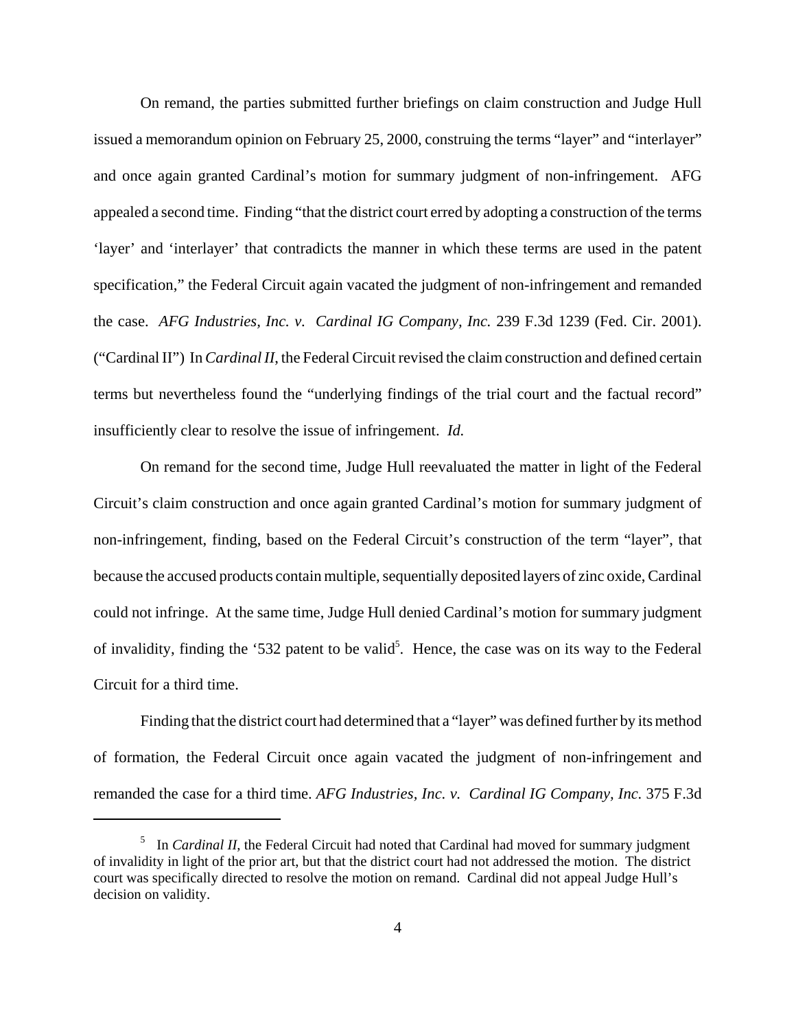On remand, the parties submitted further briefings on claim construction and Judge Hull issued a memorandum opinion on February 25, 2000, construing the terms "layer" and "interlayer" and once again granted Cardinal's motion for summary judgment of non-infringement. AFG appealed a second time. Finding "that the district court erred by adopting a construction of the terms 'layer' and 'interlayer' that contradicts the manner in which these terms are used in the patent specification," the Federal Circuit again vacated the judgment of non-infringement and remanded the case. *AFG Industries, Inc. v. Cardinal IG Company, Inc.* 239 F.3d 1239 (Fed. Cir. 2001). ("Cardinal II") In *Cardinal II,* the Federal Circuit revised the claim construction and defined certain terms but nevertheless found the "underlying findings of the trial court and the factual record" insufficiently clear to resolve the issue of infringement. *Id.*

On remand for the second time, Judge Hull reevaluated the matter in light of the Federal Circuit's claim construction and once again granted Cardinal's motion for summary judgment of non-infringement, finding, based on the Federal Circuit's construction of the term "layer", that because the accused products contain multiple, sequentially deposited layers of zinc oxide, Cardinal could not infringe. At the same time, Judge Hull denied Cardinal's motion for summary judgment of invalidity, finding the '532 patent to be valid[5]. Hence, the case was on its way to the Federal Circuit for a third time.

Finding that the district court had determined that a "layer" was defined further by its method of formation, the Federal Circuit once again vacated the judgment of non-infringement and remanded the case for a third time. *AFG Industries, Inc. v. Cardinal IG Company, Inc.* 375 F.3d

---

[5] In *Cardinal II*, the Federal Circuit had noted that Cardinal had moved for summary judgment of invalidity in light of the prior art, but that the district court had not addressed the motion. The district court was specifically directed to resolve the motion on remand. Cardinal did not appeal Judge Hull's decision on validity.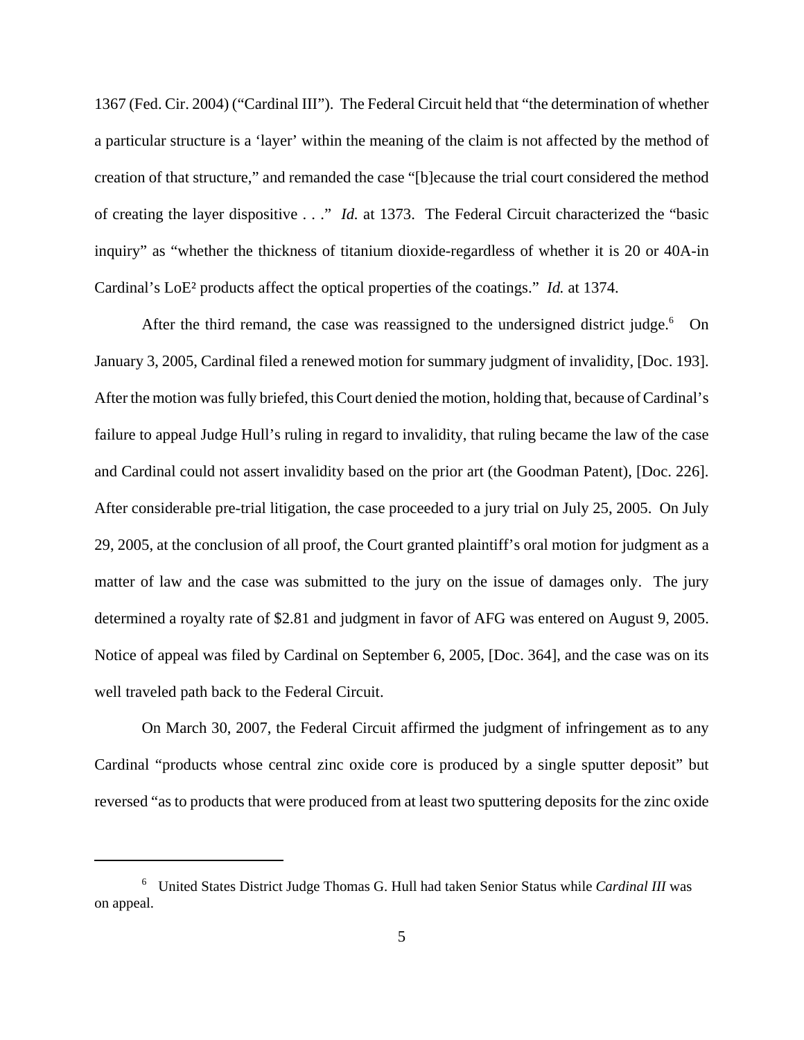1367 (Fed. Cir. 2004) ("Cardinal III"). The Federal Circuit held that "the determination of whether a particular structure is a 'layer' within the meaning of the claim is not affected by the method of creation of that structure," and remanded the case "[b]ecause the trial court considered the method of creating the layer dispositive . . ." *Id.* at 1373. The Federal Circuit characterized the "basic inquiry" as "whether the thickness of titanium dioxide-regardless of whether it is 20 or 40A-in Cardinal's LoE² products affect the optical properties of the coatings." *Id.* at 1374.

After the third remand, the case was reassigned to the undersigned district judge.[6] On January 3, 2005, Cardinal filed a renewed motion for summary judgment of invalidity, [Doc. 193]. After the motion was fully briefed, this Court denied the motion, holding that, because of Cardinal's failure to appeal Judge Hull's ruling in regard to invalidity, that ruling became the law of the case and Cardinal could not assert invalidity based on the prior art (the Goodman Patent), [Doc. 226]. After considerable pre-trial litigation, the case proceeded to a jury trial on July 25, 2005. On July 29, 2005, at the conclusion of all proof, the Court granted plaintiff's oral motion for judgment as a matter of law and the case was submitted to the jury on the issue of damages only. The jury determined a royalty rate of $2.81 and judgment in favor of AFG was entered on August 9, 2005. Notice of appeal was filed by Cardinal on September 6, 2005, [Doc. 364], and the case was on its well traveled path back to the Federal Circuit.

On March 30, 2007, the Federal Circuit affirmed the judgment of infringement as to any Cardinal "products whose central zinc oxide core is produced by a single sputter deposit" but reversed "as to products that were produced from at least two sputtering deposits for the zinc oxide

---

[6] United States District Judge Thomas G. Hull had taken Senior Status while *Cardinal III* was on appeal.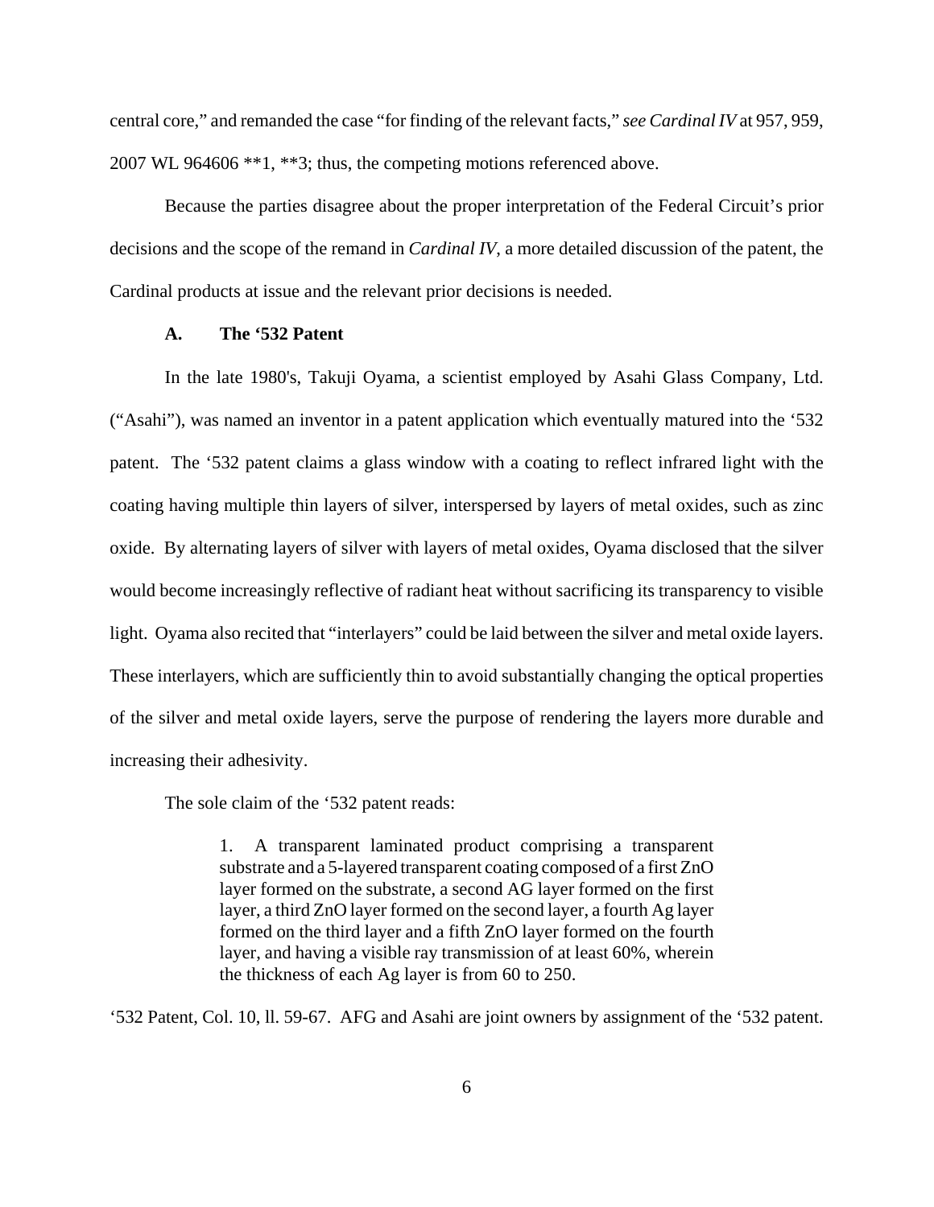central core," and remanded the case "for finding of the relevant facts," *see Cardinal IV* at 957, 959, 2007 WL 964606 **1, **3; thus, the competing motions referenced above.

Because the parties disagree about the proper interpretation of the Federal Circuit's prior decisions and the scope of the remand in *Cardinal IV*, a more detailed discussion of the patent, the Cardinal products at issue and the relevant prior decisions is needed.

### A. The '532 Patent

In the late 1980's, Takuji Oyama, a scientist employed by Asahi Glass Company, Ltd. ("Asahi"), was named an inventor in a patent application which eventually matured into the '532 patent. The '532 patent claims a glass window with a coating to reflect infrared light with the coating having multiple thin layers of silver, interspersed by layers of metal oxides, such as zinc oxide. By alternating layers of silver with layers of metal oxides, Oyama disclosed that the silver would become increasingly reflective of radiant heat without sacrificing its transparency to visible light. Oyama also recited that "interlayers" could be laid between the silver and metal oxide layers. These interlayers, which are sufficiently thin to avoid substantially changing the optical properties of the silver and metal oxide layers, serve the purpose of rendering the layers more durable and increasing their adhesivity.

The sole claim of the '532 patent reads:

> 1. A transparent laminated product comprising a transparent substrate and a 5-layered transparent coating composed of a first ZnO layer formed on the substrate, a second AG layer formed on the first layer, a third ZnO layer formed on the second layer, a fourth Ag layer formed on the third layer and a fifth ZnO layer formed on the fourth layer, and having a visible ray transmission of at least 60%, wherein the thickness of each Ag layer is from 60 to 250.

'532 Patent, Col. 10, ll. 59-67. AFG and Asahi are joint owners by assignment of the '532 patent.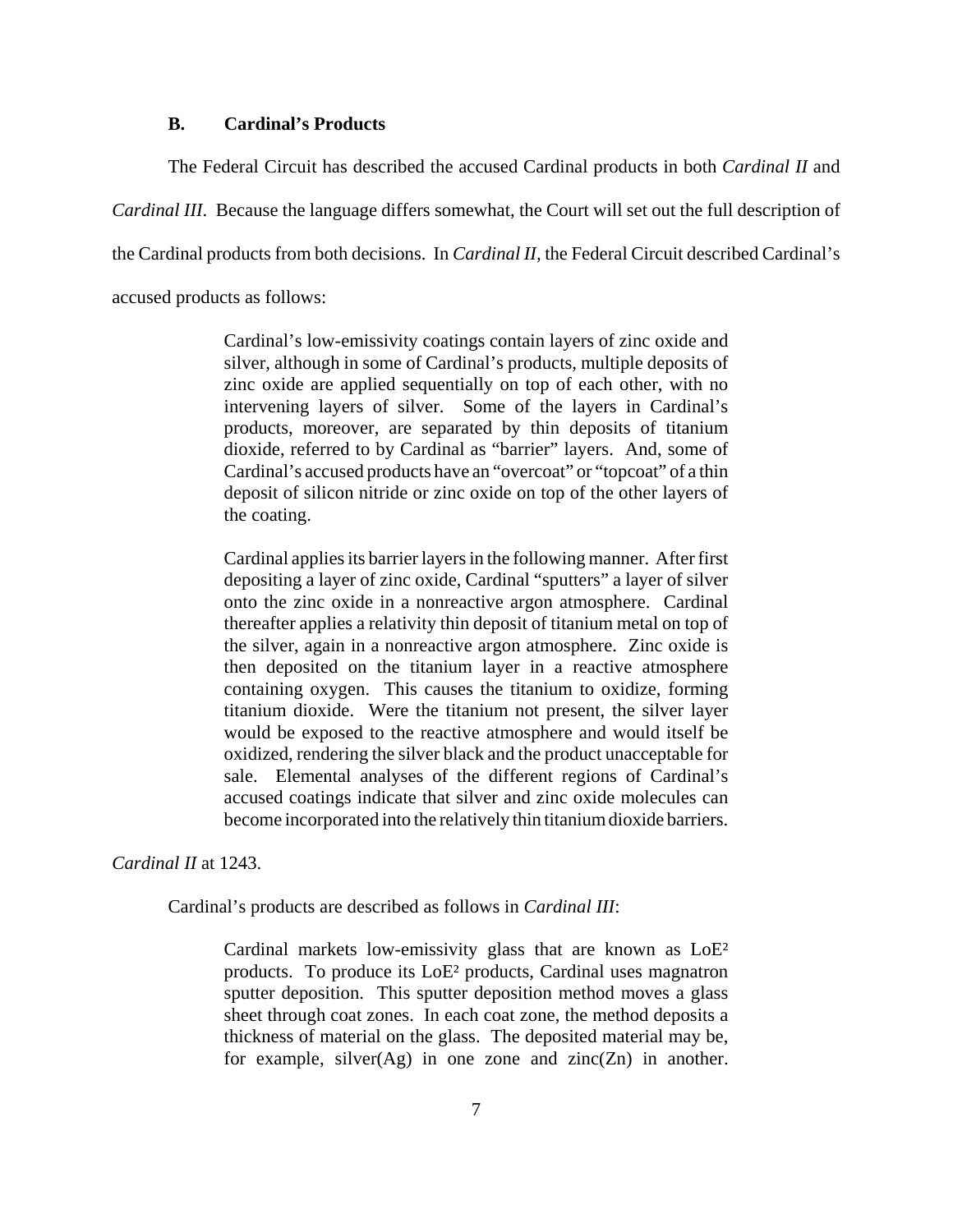### B. Cardinal's Products

The Federal Circuit has described the accused Cardinal products in both *Cardinal II* and *Cardinal III*. Because the language differs somewhat, the Court will set out the full description of the Cardinal products from both decisions. In *Cardinal II*, the Federal Circuit described Cardinal's accused products as follows:

> Cardinal's low-emissivity coatings contain layers of zinc oxide and silver, although in some of Cardinal's products, multiple deposits of zinc oxide are applied sequentially on top of each other, with no intervening layers of silver. Some of the layers in Cardinal's products, moreover, are separated by thin deposits of titanium dioxide, referred to by Cardinal as "barrier" layers. And, some of Cardinal's accused products have an "overcoat" or "topcoat" of a thin deposit of silicon nitride or zinc oxide on top of the other layers of the coating.
>
> Cardinal applies its barrier layers in the following manner. After first depositing a layer of zinc oxide, Cardinal "sputters" a layer of silver onto the zinc oxide in a nonreactive argon atmosphere. Cardinal thereafter applies a relativity thin deposit of titanium metal on top of the silver, again in a nonreactive argon atmosphere. Zinc oxide is then deposited on the titanium layer in a reactive atmosphere containing oxygen. This causes the titanium to oxidize, forming titanium dioxide. Were the titanium not present, the silver layer would be exposed to the reactive atmosphere and would itself be oxidized, rendering the silver black and the product unacceptable for sale. Elemental analyses of the different regions of Cardinal's accused coatings indicate that silver and zinc oxide molecules can become incorporated into the relatively thin titanium dioxide barriers.

*Cardinal II* at 1243.

Cardinal's products are described as follows in *Cardinal III*:

> Cardinal markets low-emissivity glass that are known as LoE² products. To produce its LoE² products, Cardinal uses magnatron sputter deposition. This sputter deposition method moves a glass sheet through coat zones. In each coat zone, the method deposits a thickness of material on the glass. The deposited material may be, for example, silver(Ag) in one zone and zinc(Zn) in another.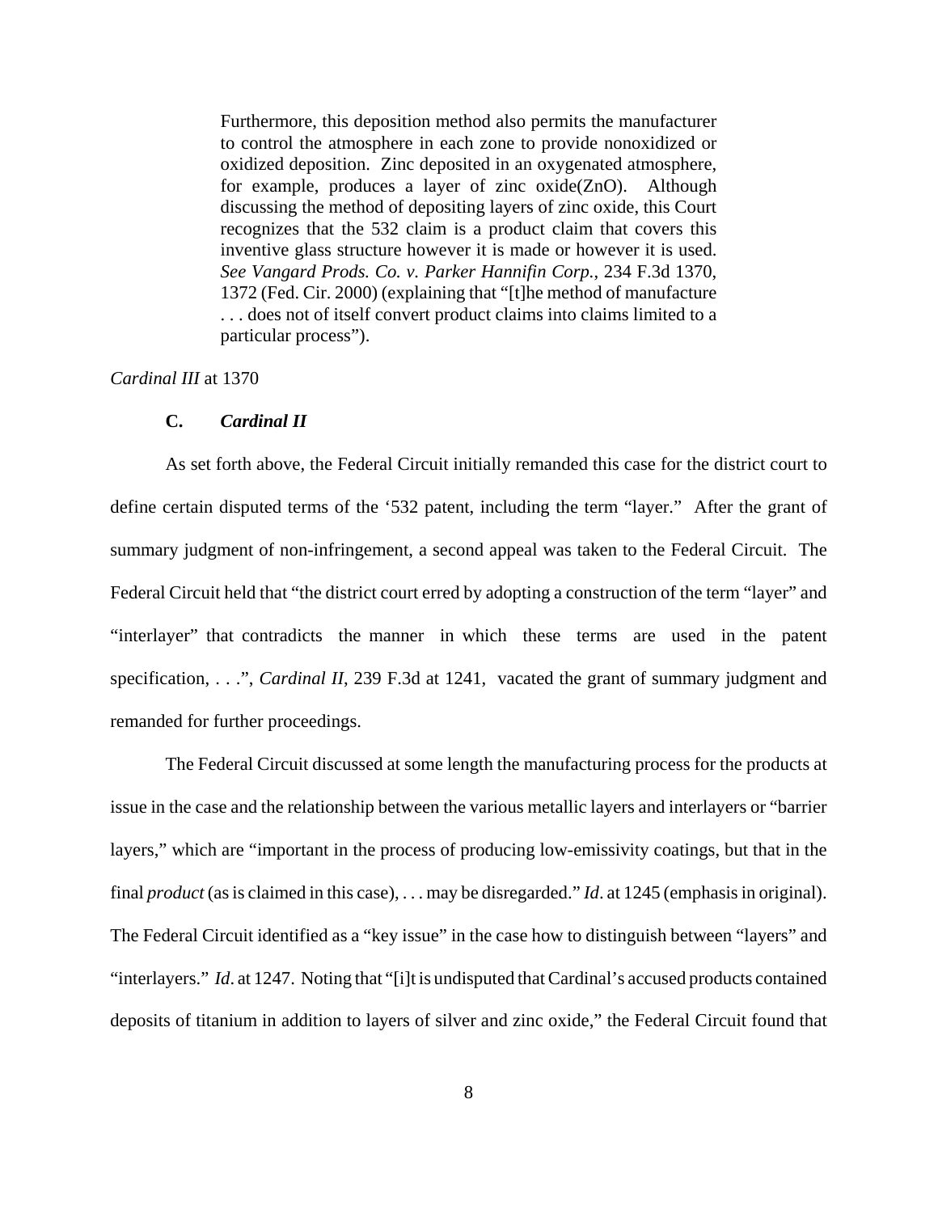> Furthermore, this deposition method also permits the manufacturer to control the atmosphere in each zone to provide nonoxidized or oxidized deposition. Zinc deposited in an oxygenated atmosphere, for example, produces a layer of zinc oxide(ZnO). Although discussing the method of depositing layers of zinc oxide, this Court recognizes that the 532 claim is a product claim that covers this inventive glass structure however it is made or however it is used. *See Vangard Prods. Co. v. Parker Hannifin Corp.*, 234 F.3d 1370, 1372 (Fed. Cir. 2000) (explaining that "[t]he method of manufacture . . . does not of itself convert product claims into claims limited to a particular process").

*Cardinal III* at 1370

### C. *Cardinal II*

As set forth above, the Federal Circuit initially remanded this case for the district court to define certain disputed terms of the '532 patent, including the term "layer." After the grant of summary judgment of non-infringement, a second appeal was taken to the Federal Circuit. The Federal Circuit held that "the district court erred by adopting a construction of the term "layer" and "interlayer" that contradicts the manner in which these terms are used in the patent specification, . . .", *Cardinal II*, 239 F.3d at 1241, vacated the grant of summary judgment and remanded for further proceedings.

The Federal Circuit discussed at some length the manufacturing process for the products at issue in the case and the relationship between the various metallic layers and interlayers or "barrier layers," which are "important in the process of producing low-emissivity coatings, but that in the final *product* (as is claimed in this case), . . . may be disregarded." *Id*. at 1245 (emphasis in original). The Federal Circuit identified as a "key issue" in the case how to distinguish between "layers" and "interlayers." *Id*. at 1247. Noting that "[i]t is undisputed that Cardinal's accused products contained deposits of titanium in addition to layers of silver and zinc oxide," the Federal Circuit found that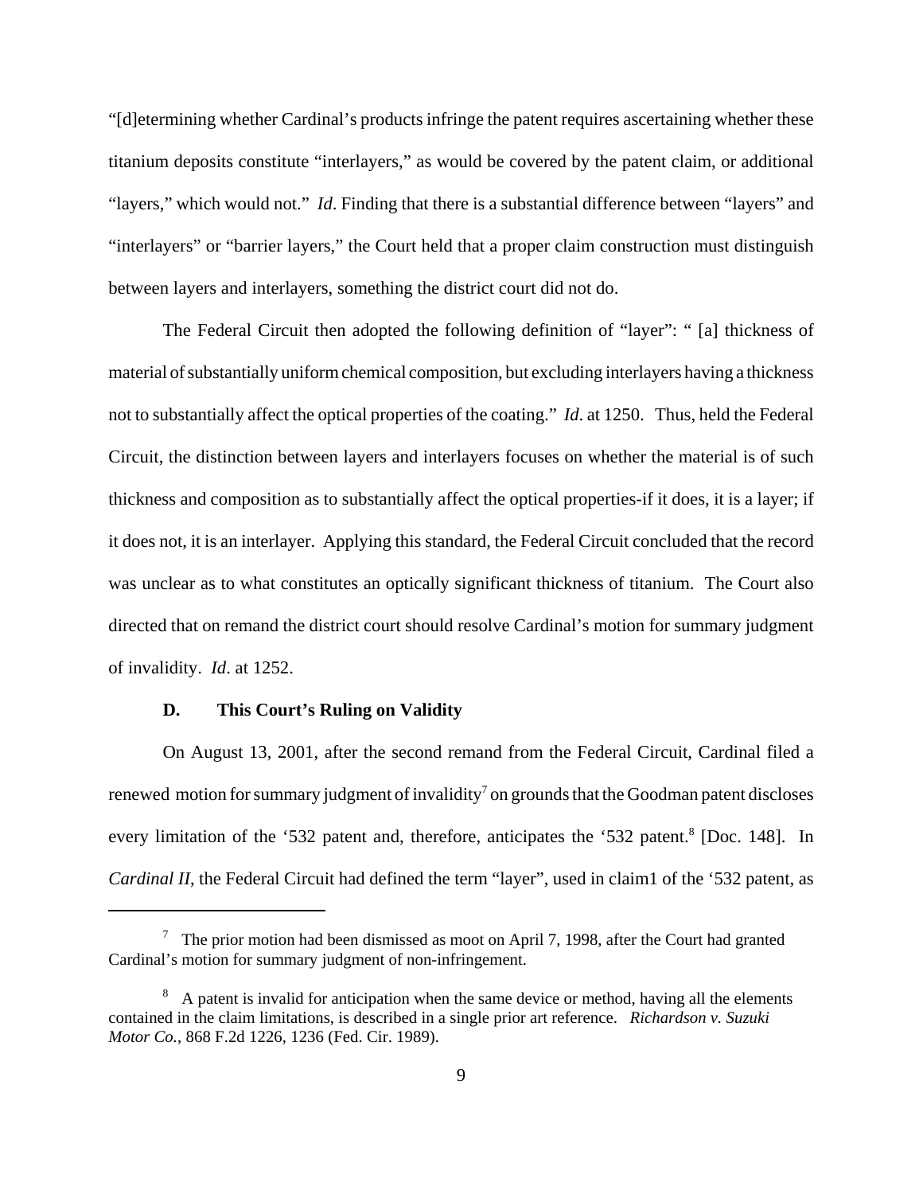"[d]etermining whether Cardinal's products infringe the patent requires ascertaining whether these titanium deposits constitute "interlayers," as would be covered by the patent claim, or additional "layers," which would not." *Id*. Finding that there is a substantial difference between "layers" and "interlayers" or "barrier layers," the Court held that a proper claim construction must distinguish between layers and interlayers, something the district court did not do.

The Federal Circuit then adopted the following definition of "layer": " [a] thickness of material of substantially uniform chemical composition, but excluding interlayers having a thickness not to substantially affect the optical properties of the coating." *Id*. at 1250. Thus, held the Federal Circuit, the distinction between layers and interlayers focuses on whether the material is of such thickness and composition as to substantially affect the optical properties-if it does, it is a layer; if it does not, it is an interlayer. Applying this standard, the Federal Circuit concluded that the record was unclear as to what constitutes an optically significant thickness of titanium. The Court also directed that on remand the district court should resolve Cardinal's motion for summary judgment of invalidity. *Id*. at 1252.

### D. This Court's Ruling on Validity

On August 13, 2001, after the second remand from the Federal Circuit, Cardinal filed a renewed motion for summary judgment of invalidity[7] on grounds that the Goodman patent discloses every limitation of the '532 patent and, therefore, anticipates the '532 patent.[8] [Doc. 148]. In *Cardinal II*, the Federal Circuit had defined the term "layer", used in claim1 of the '532 patent, as

---

[7] The prior motion had been dismissed as moot on April 7, 1998, after the Court had granted Cardinal's motion for summary judgment of non-infringement.

[8] A patent is invalid for anticipation when the same device or method, having all the elements contained in the claim limitations, is described in a single prior art reference. *Richardson v. Suzuki Motor Co.*, 868 F.2d 1226, 1236 (Fed. Cir. 1989).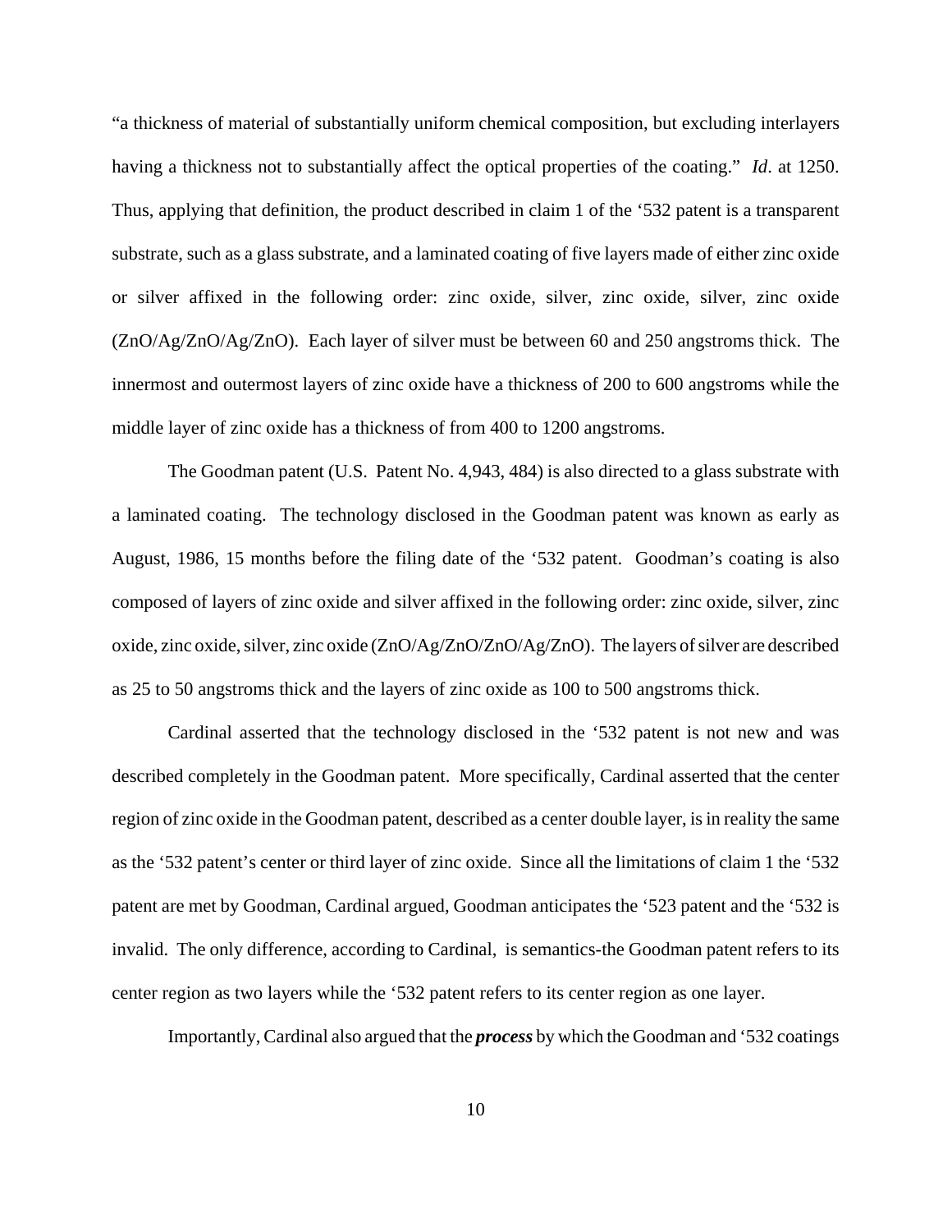"a thickness of material of substantially uniform chemical composition, but excluding interlayers having a thickness not to substantially affect the optical properties of the coating." *Id*. at 1250. Thus, applying that definition, the product described in claim 1 of the '532 patent is a transparent substrate, such as a glass substrate, and a laminated coating of five layers made of either zinc oxide or silver affixed in the following order: zinc oxide, silver, zinc oxide, silver, zinc oxide (ZnO/Ag/ZnO/Ag/ZnO). Each layer of silver must be between 60 and 250 angstroms thick. The innermost and outermost layers of zinc oxide have a thickness of 200 to 600 angstroms while the middle layer of zinc oxide has a thickness of from 400 to 1200 angstroms.

The Goodman patent (U.S. Patent No. 4,943, 484) is also directed to a glass substrate with a laminated coating. The technology disclosed in the Goodman patent was known as early as August, 1986, 15 months before the filing date of the '532 patent. Goodman's coating is also composed of layers of zinc oxide and silver affixed in the following order: zinc oxide, silver, zinc oxide, zinc oxide, silver, zinc oxide (ZnO/Ag/ZnO/ZnO/Ag/ZnO). The layers of silver are described as 25 to 50 angstroms thick and the layers of zinc oxide as 100 to 500 angstroms thick.

Cardinal asserted that the technology disclosed in the '532 patent is not new and was described completely in the Goodman patent. More specifically, Cardinal asserted that the center region of zinc oxide in the Goodman patent, described as a center double layer, is in reality the same as the '532 patent's center or third layer of zinc oxide. Since all the limitations of claim 1 the '532 patent are met by Goodman, Cardinal argued, Goodman anticipates the '523 patent and the '532 is invalid. The only difference, according to Cardinal, is semantics-the Goodman patent refers to its center region as two layers while the '532 patent refers to its center region as one layer.

Importantly, Cardinal also argued that the ***process*** by which the Goodman and '532 coatings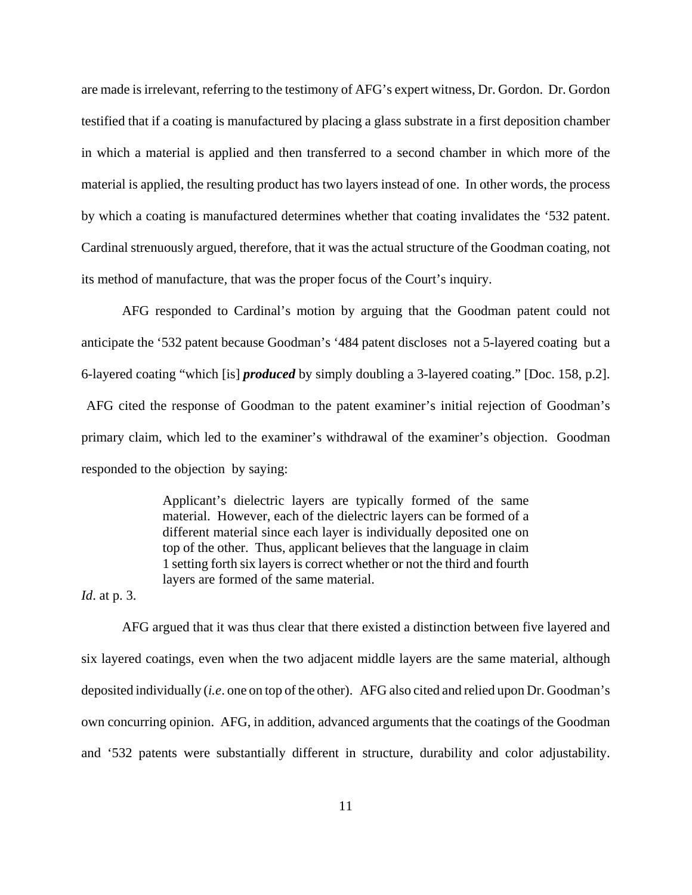are made is irrelevant, referring to the testimony of AFG's expert witness, Dr. Gordon. Dr. Gordon testified that if a coating is manufactured by placing a glass substrate in a first deposition chamber in which a material is applied and then transferred to a second chamber in which more of the material is applied, the resulting product has two layers instead of one. In other words, the process by which a coating is manufactured determines whether that coating invalidates the '532 patent. Cardinal strenuously argued, therefore, that it was the actual structure of the Goodman coating, not its method of manufacture, that was the proper focus of the Court's inquiry.

AFG responded to Cardinal's motion by arguing that the Goodman patent could not anticipate the '532 patent because Goodman's '484 patent discloses not a 5-layered coating but a 6-layered coating "which [is] ***produced*** by simply doubling a 3-layered coating." [Doc. 158, p.2]. AFG cited the response of Goodman to the patent examiner's initial rejection of Goodman's primary claim, which led to the examiner's withdrawal of the examiner's objection. Goodman responded to the objection by saying:

> Applicant's dielectric layers are typically formed of the same material. However, each of the dielectric layers can be formed of a different material since each layer is individually deposited one on top of the other. Thus, applicant believes that the language in claim 1 setting forth six layers is correct whether or not the third and fourth layers are formed of the same material.

*Id*. at p. 3.

AFG argued that it was thus clear that there existed a distinction between five layered and six layered coatings, even when the two adjacent middle layers are the same material, although deposited individually (*i.e*. one on top of the other). AFG also cited and relied upon Dr. Goodman's own concurring opinion. AFG, in addition, advanced arguments that the coatings of the Goodman and '532 patents were substantially different in structure, durability and color adjustability.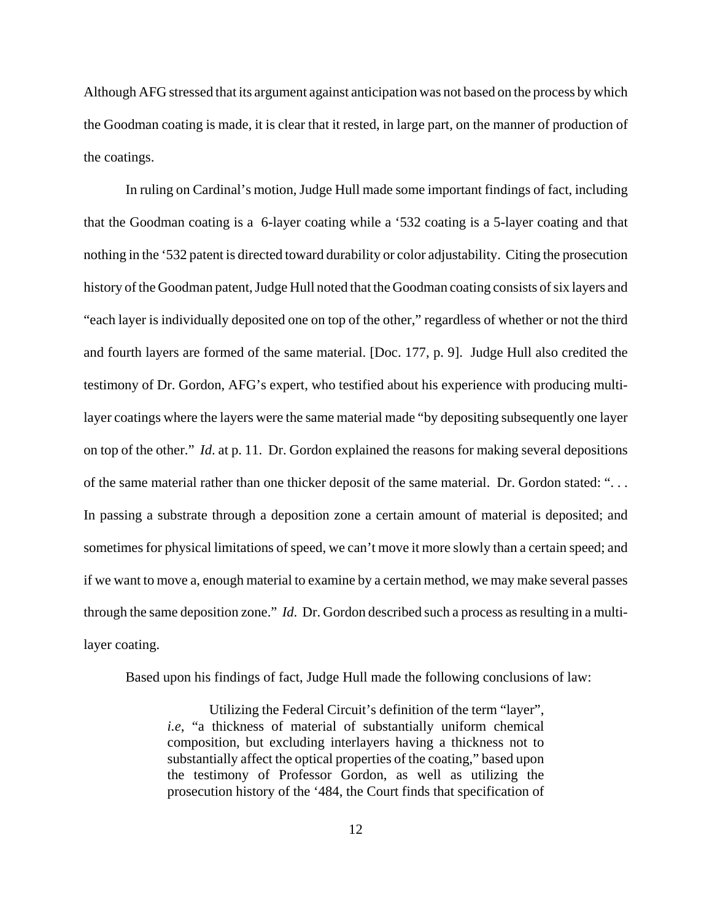Although AFG stressed that its argument against anticipation was not based on the process by which the Goodman coating is made, it is clear that it rested, in large part, on the manner of production of the coatings.

In ruling on Cardinal's motion, Judge Hull made some important findings of fact, including that the Goodman coating is a 6-layer coating while a '532 coating is a 5-layer coating and that nothing in the '532 patent is directed toward durability or color adjustability. Citing the prosecution history of the Goodman patent, Judge Hull noted that the Goodman coating consists of six layers and "each layer is individually deposited one on top of the other," regardless of whether or not the third and fourth layers are formed of the same material. [Doc. 177, p. 9]. Judge Hull also credited the testimony of Dr. Gordon, AFG's expert, who testified about his experience with producing multi-layer coatings where the layers were the same material made "by depositing subsequently one layer on top of the other." *Id*. at p. 11. Dr. Gordon explained the reasons for making several depositions of the same material rather than one thicker deposit of the same material. Dr. Gordon stated: ". . . In passing a substrate through a deposition zone a certain amount of material is deposited; and sometimes for physical limitations of speed, we can't move it more slowly than a certain speed; and if we want to move a, enough material to examine by a certain method, we may make several passes through the same deposition zone." *Id*. Dr. Gordon described such a process as resulting in a multi-layer coating.

Based upon his findings of fact, Judge Hull made the following conclusions of law:

> Utilizing the Federal Circuit's definition of the term "layer", *i.e*, "a thickness of material of substantially uniform chemical composition, but excluding interlayers having a thickness not to substantially affect the optical properties of the coating," based upon the testimony of Professor Gordon, as well as utilizing the prosecution history of the '484, the Court finds that specification of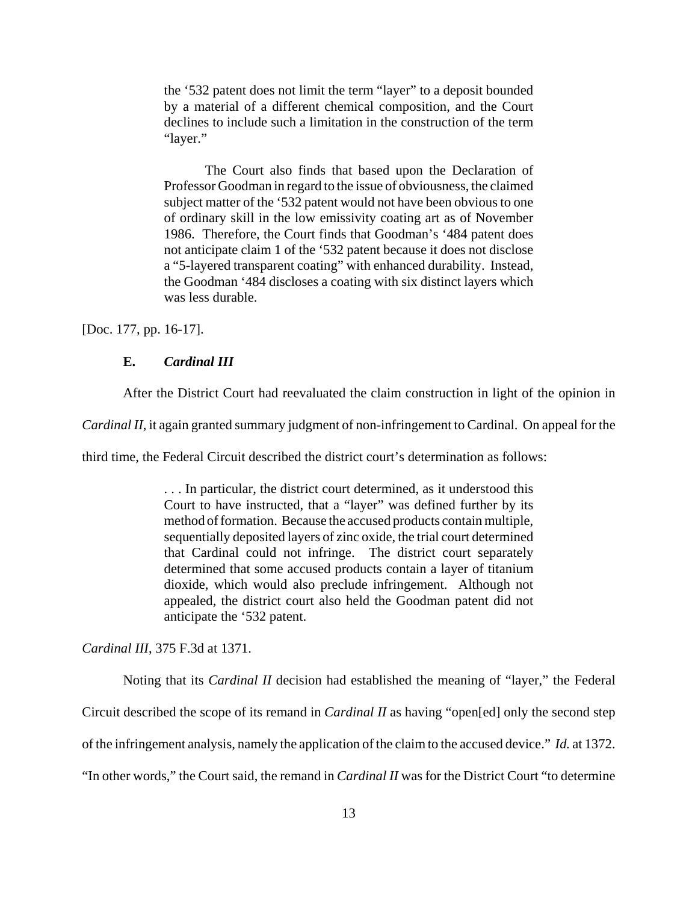> the '532 patent does not limit the term "layer" to a deposit bounded by a material of a different chemical composition, and the Court declines to include such a limitation in the construction of the term "layer."
>
> The Court also finds that based upon the Declaration of Professor Goodman in regard to the issue of obviousness, the claimed subject matter of the '532 patent would not have been obvious to one of ordinary skill in the low emissivity coating art as of November 1986. Therefore, the Court finds that Goodman's '484 patent does not anticipate claim 1 of the '532 patent because it does not disclose a "5-layered transparent coating" with enhanced durability. Instead, the Goodman '484 discloses a coating with six distinct layers which was less durable.

[Doc. 177, pp. 16-17].

### E. *Cardinal III*

After the District Court had reevaluated the claim construction in light of the opinion in *Cardinal II*, it again granted summary judgment of non-infringement to Cardinal. On appeal for the third time, the Federal Circuit described the district court's determination as follows:

> . . . In particular, the district court determined, as it understood this Court to have instructed, that a "layer" was defined further by its method of formation. Because the accused products contain multiple, sequentially deposited layers of zinc oxide, the trial court determined that Cardinal could not infringe. The district court separately determined that some accused products contain a layer of titanium dioxide, which would also preclude infringement. Although not appealed, the district court also held the Goodman patent did not anticipate the '532 patent.

*Cardinal III*, 375 F.3d at 1371.

Noting that its *Cardinal II* decision had established the meaning of "layer," the Federal Circuit described the scope of its remand in *Cardinal II* as having "open[ed] only the second step of the infringement analysis, namely the application of the claim to the accused device." *Id.* at 1372. "In other words," the Court said, the remand in *Cardinal II* was for the District Court "to determine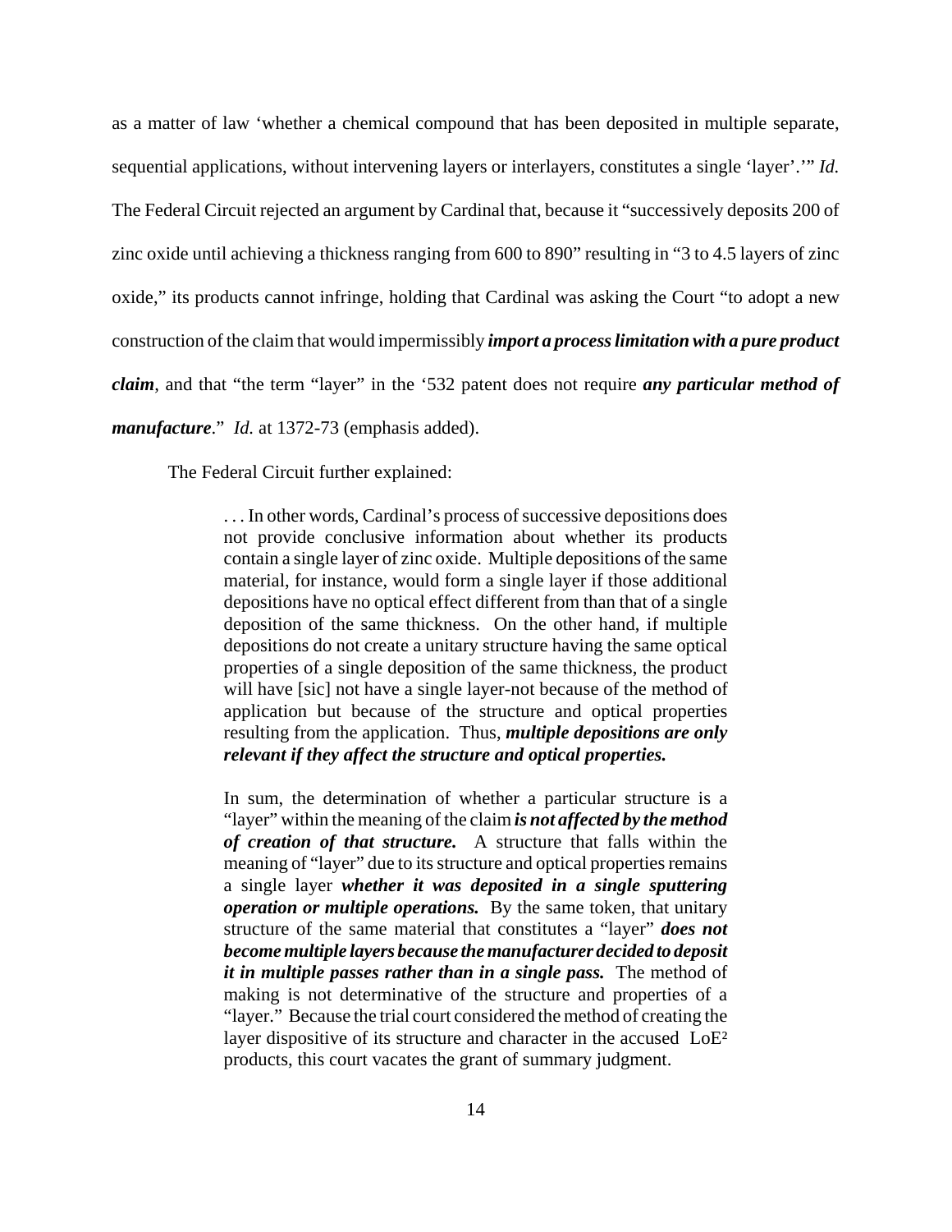as a matter of law 'whether a chemical compound that has been deposited in multiple separate, sequential applications, without intervening layers or interlayers, constitutes a single 'layer'.'" *Id.* The Federal Circuit rejected an argument by Cardinal that, because it "successively deposits 200 of zinc oxide until achieving a thickness ranging from 600 to 890" resulting in "3 to 4.5 layers of zinc oxide," its products cannot infringe, holding that Cardinal was asking the Court "to adopt a new construction of the claim that would impermissibly ***import a process limitation with a pure product claim***, and that "the term "layer" in the '532 patent does not require ***any particular method of manufacture***." *Id.* at 1372-73 (emphasis added).

The Federal Circuit further explained:

> . . . In other words, Cardinal's process of successive depositions does not provide conclusive information about whether its products contain a single layer of zinc oxide. Multiple depositions of the same material, for instance, would form a single layer if those additional depositions have no optical effect different from than that of a single deposition of the same thickness. On the other hand, if multiple depositions do not create a unitary structure having the same optical properties of a single deposition of the same thickness, the product will have [sic] not have a single layer-not because of the method of application but because of the structure and optical properties resulting from the application. Thus, ***multiple depositions are only relevant if they affect the structure and optical properties.***
>
> In sum, the determination of whether a particular structure is a "layer" within the meaning of the claim ***is not affected by the method of creation of that structure.*** A structure that falls within the meaning of "layer" due to its structure and optical properties remains a single layer ***whether it was deposited in a single sputtering operation or multiple operations.*** By the same token, that unitary structure of the same material that constitutes a "layer" ***does not become multiple layers because the manufacturer decided to deposit it in multiple passes rather than in a single pass.*** The method of making is not determinative of the structure and properties of a "layer." Because the trial court considered the method of creating the layer dispositive of its structure and character in the accused LoE² products, this court vacates the grant of summary judgment.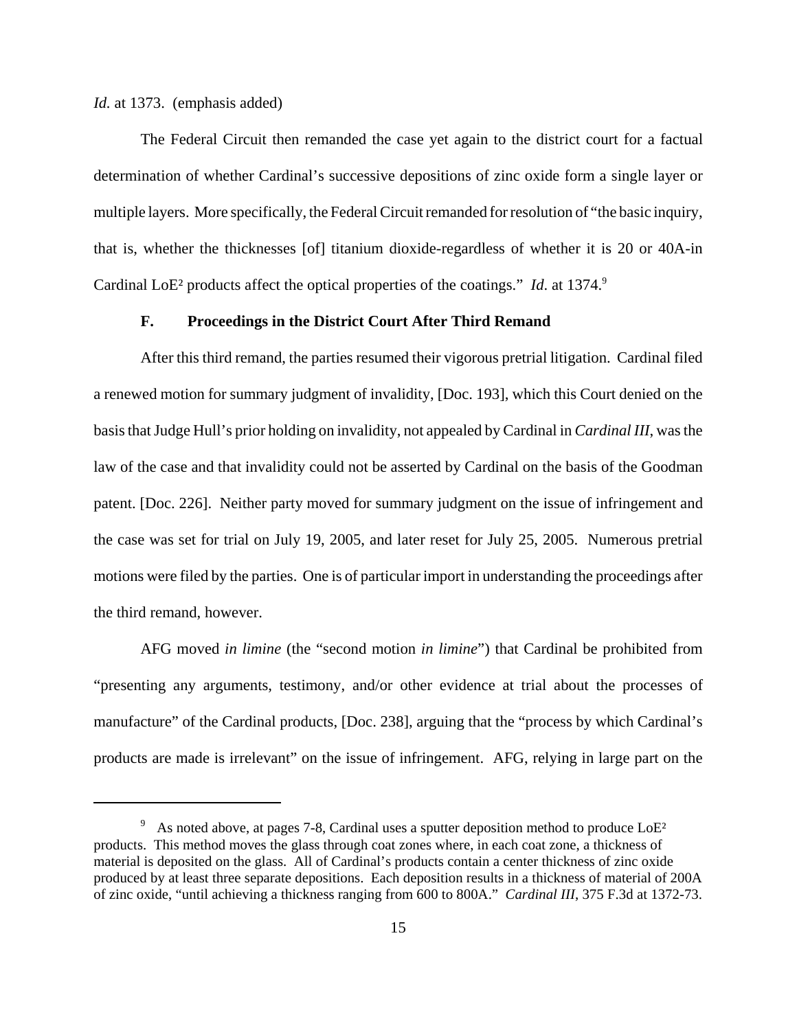*Id.* at 1373. (emphasis added)

The Federal Circuit then remanded the case yet again to the district court for a factual determination of whether Cardinal's successive depositions of zinc oxide form a single layer or multiple layers. More specifically, the Federal Circuit remanded for resolution of "the basic inquiry, that is, whether the thicknesses [of] titanium dioxide-regardless of whether it is 20 or 40A-in Cardinal LoE² products affect the optical properties of the coatings." *Id*. at 1374.[9]

### F. Proceedings in the District Court After Third Remand

After this third remand, the parties resumed their vigorous pretrial litigation. Cardinal filed a renewed motion for summary judgment of invalidity, [Doc. 193], which this Court denied on the basis that Judge Hull's prior holding on invalidity, not appealed by Cardinal in *Cardinal III*, was the law of the case and that invalidity could not be asserted by Cardinal on the basis of the Goodman patent. [Doc. 226]. Neither party moved for summary judgment on the issue of infringement and the case was set for trial on July 19, 2005, and later reset for July 25, 2005. Numerous pretrial motions were filed by the parties. One is of particular import in understanding the proceedings after the third remand, however.

AFG moved *in limine* (the "second motion *in limine*") that Cardinal be prohibited from "presenting any arguments, testimony, and/or other evidence at trial about the processes of manufacture" of the Cardinal products, [Doc. 238], arguing that the "process by which Cardinal's products are made is irrelevant" on the issue of infringement. AFG, relying in large part on the

---

[9] As noted above, at pages 7-8, Cardinal uses a sputter deposition method to produce LoE² products. This method moves the glass through coat zones where, in each coat zone, a thickness of material is deposited on the glass. All of Cardinal's products contain a center thickness of zinc oxide produced by at least three separate depositions. Each deposition results in a thickness of material of 200A of zinc oxide, "until achieving a thickness ranging from 600 to 800A." *Cardinal III*, 375 F.3d at 1372-73.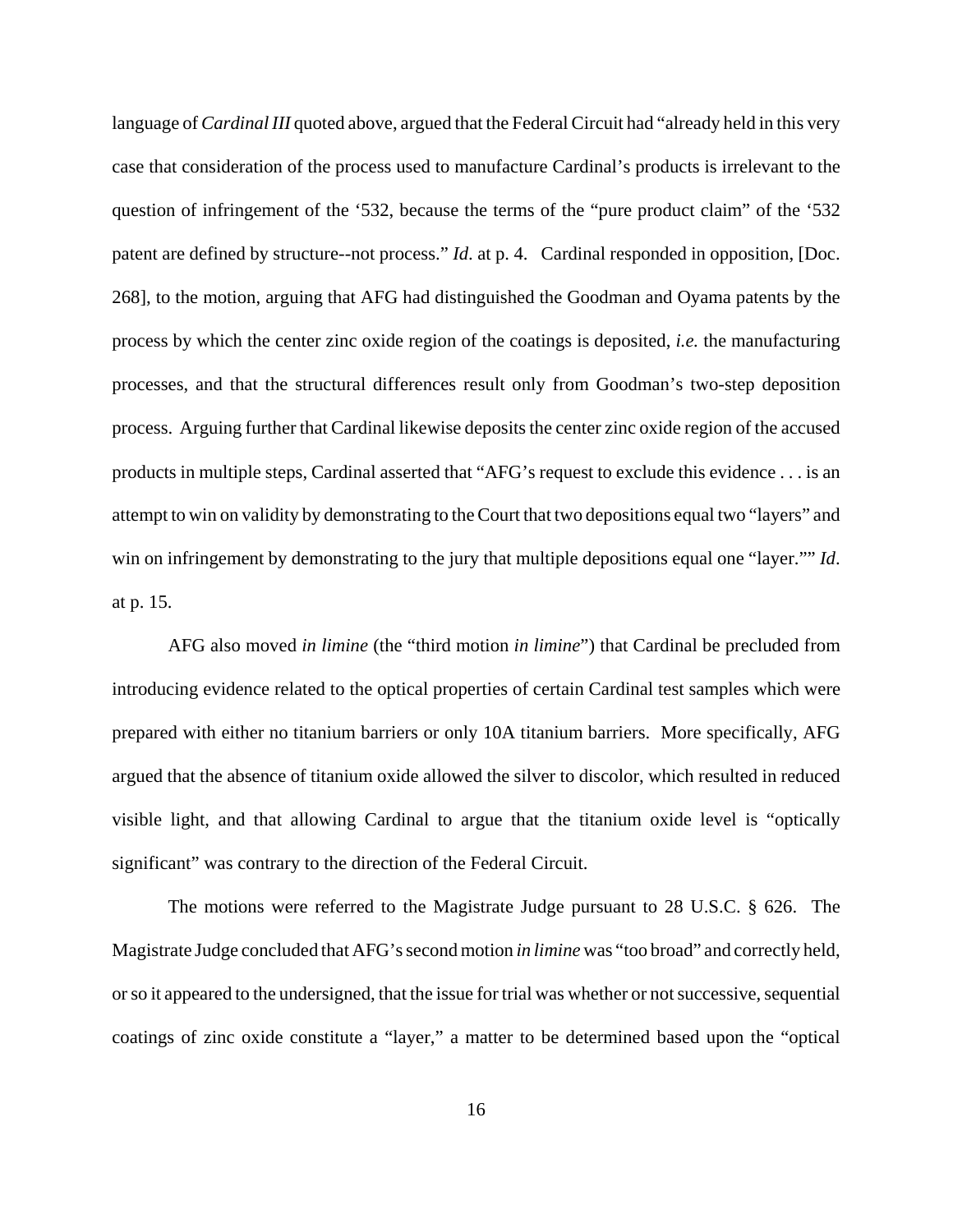language of *Cardinal III* quoted above, argued that the Federal Circuit had "already held in this very case that consideration of the process used to manufacture Cardinal's products is irrelevant to the question of infringement of the '532, because the terms of the "pure product claim" of the '532 patent are defined by structure--not process." *Id*. at p. 4. Cardinal responded in opposition, [Doc. 268], to the motion, arguing that AFG had distinguished the Goodman and Oyama patents by the process by which the center zinc oxide region of the coatings is deposited, *i.e.* the manufacturing processes, and that the structural differences result only from Goodman's two-step deposition process. Arguing further that Cardinal likewise deposits the center zinc oxide region of the accused products in multiple steps, Cardinal asserted that "AFG's request to exclude this evidence . . . is an attempt to win on validity by demonstrating to the Court that two depositions equal two "layers" and win on infringement by demonstrating to the jury that multiple depositions equal one "layer."" *Id*. at p. 15.

AFG also moved *in limine* (the "third motion *in limine*") that Cardinal be precluded from introducing evidence related to the optical properties of certain Cardinal test samples which were prepared with either no titanium barriers or only 10A titanium barriers. More specifically, AFG argued that the absence of titanium oxide allowed the silver to discolor, which resulted in reduced visible light, and that allowing Cardinal to argue that the titanium oxide level is "optically significant" was contrary to the direction of the Federal Circuit.

The motions were referred to the Magistrate Judge pursuant to 28 U.S.C. § 626. The Magistrate Judge concluded that AFG's second motion *in limine* was "too broad" and correctly held, or so it appeared to the undersigned, that the issue for trial was whether or not successive, sequential coatings of zinc oxide constitute a "layer," a matter to be determined based upon the "optical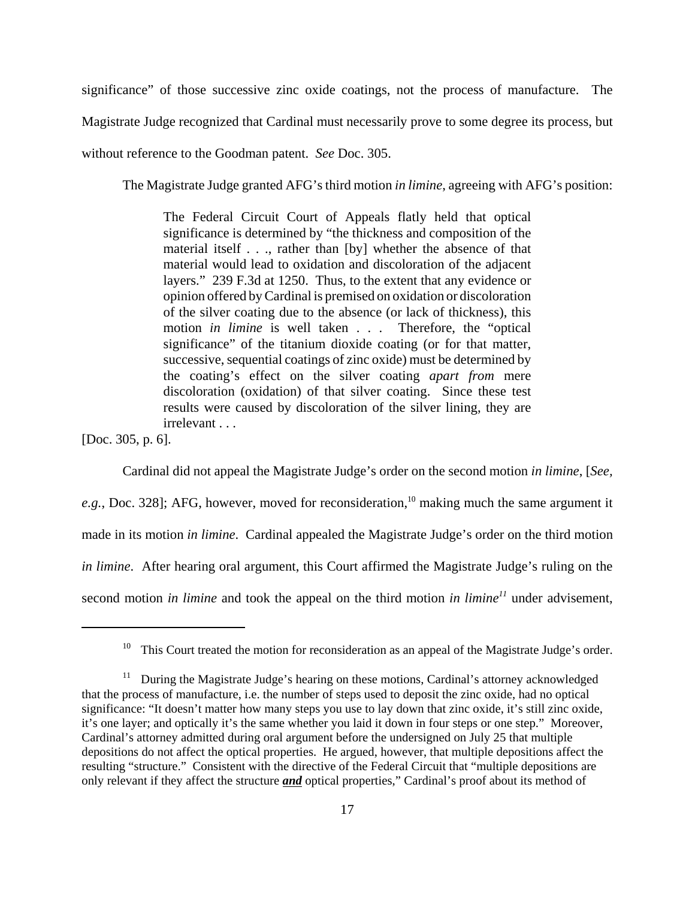significance" of those successive zinc oxide coatings, not the process of manufacture. The Magistrate Judge recognized that Cardinal must necessarily prove to some degree its process, but without reference to the Goodman patent. *See* Doc. 305.

The Magistrate Judge granted AFG's third motion *in limine*, agreeing with AFG's position:

> The Federal Circuit Court of Appeals flatly held that optical significance is determined by "the thickness and composition of the material itself . . ., rather than [by] whether the absence of that material would lead to oxidation and discoloration of the adjacent layers." 239 F.3d at 1250. Thus, to the extent that any evidence or opinion offered by Cardinal is premised on oxidation or discoloration of the silver coating due to the absence (or lack of thickness), this motion *in limine* is well taken . . . Therefore, the "optical significance" of the titanium dioxide coating (or for that matter, successive, sequential coatings of zinc oxide) must be determined by the coating's effect on the silver coating *apart from* mere discoloration (oxidation) of that silver coating. Since these test results were caused by discoloration of the silver lining, they are irrelevant . . .

[Doc. 305, p. 6].

Cardinal did not appeal the Magistrate Judge's order on the second motion *in limine*, [*See, e.g.*, Doc. 328]; AFG, however, moved for reconsideration,[10] making much the same argument it made in its motion *in limine*. Cardinal appealed the Magistrate Judge's order on the third motion *in limine*. After hearing oral argument, this Court affirmed the Magistrate Judge's ruling on the second motion *in limine* and took the appeal on the third motion *in limine*[11] under advisement,

---

[10] This Court treated the motion for reconsideration as an appeal of the Magistrate Judge's order.

[11] During the Magistrate Judge's hearing on these motions, Cardinal's attorney acknowledged that the process of manufacture, i.e. the number of steps used to deposit the zinc oxide, had no optical significance: "It doesn't matter how many steps you use to lay down that zinc oxide, it's still zinc oxide, it's one layer; and optically it's the same whether you laid it down in four steps or one step." Moreover, Cardinal's attorney admitted during oral argument before the undersigned on July 25 that multiple depositions do not affect the optical properties. He argued, however, that multiple depositions affect the resulting "structure." Consistent with the directive of the Federal Circuit that "multiple depositions are only relevant if they affect the structure ***and*** optical properties," Cardinal's proof about its method of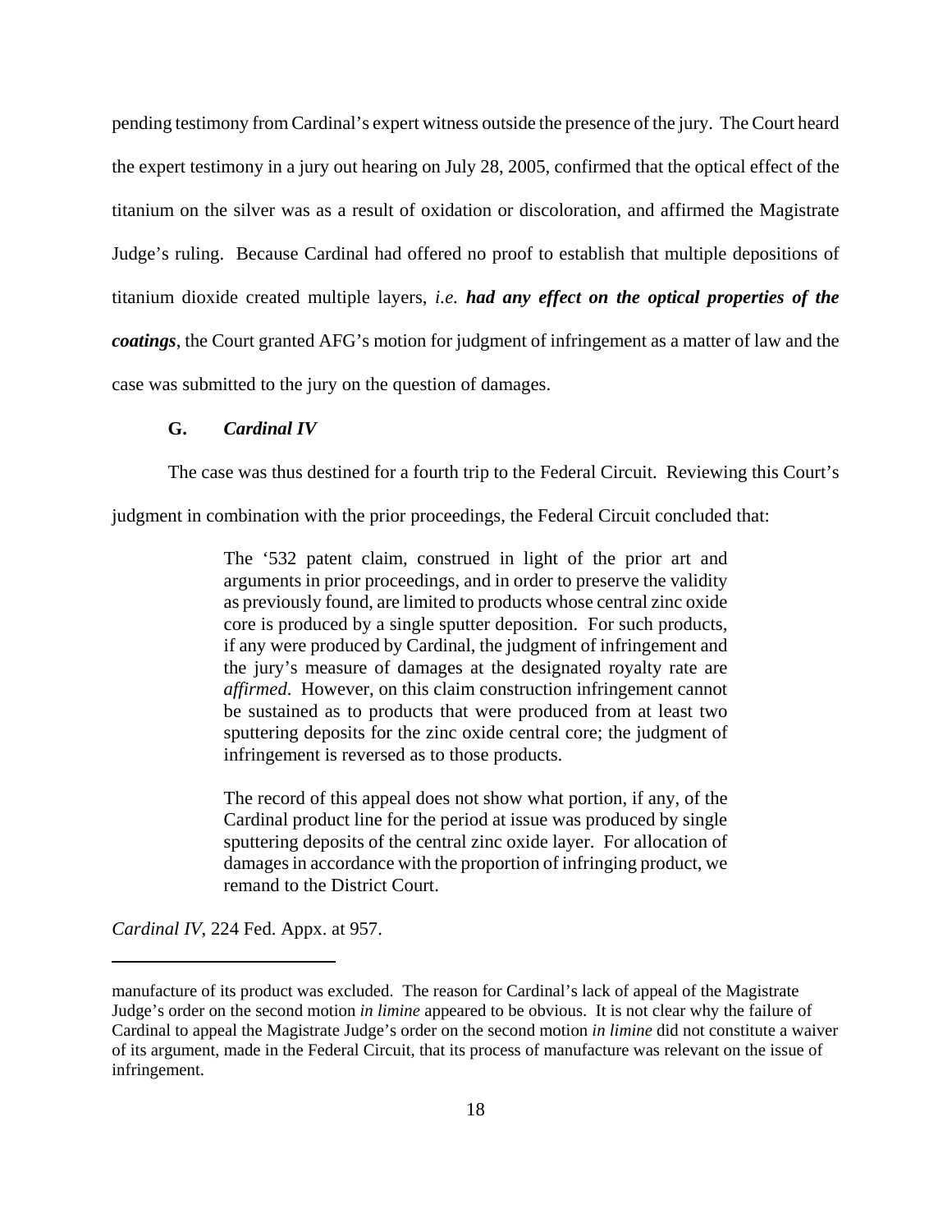pending testimony from Cardinal's expert witness outside the presence of the jury. The Court heard the expert testimony in a jury out hearing on July 28, 2005, confirmed that the optical effect of the titanium on the silver was as a result of oxidation or discoloration, and affirmed the Magistrate Judge's ruling. Because Cardinal had offered no proof to establish that multiple depositions of titanium dioxide created multiple layers, *i.e.* ***had any effect on the optical properties of the coatings***, the Court granted AFG's motion for judgment of infringement as a matter of law and the case was submitted to the jury on the question of damages.

### G. *Cardinal IV*

The case was thus destined for a fourth trip to the Federal Circuit. Reviewing this Court's judgment in combination with the prior proceedings, the Federal Circuit concluded that:

> The '532 patent claim, construed in light of the prior art and arguments in prior proceedings, and in order to preserve the validity as previously found, are limited to products whose central zinc oxide core is produced by a single sputter deposition. For such products, if any were produced by Cardinal, the judgment of infringement and the jury's measure of damages at the designated royalty rate are *affirmed*. However, on this claim construction infringement cannot be sustained as to products that were produced from at least two sputtering deposits for the zinc oxide central core; the judgment of infringement is reversed as to those products.
>
> The record of this appeal does not show what portion, if any, of the Cardinal product line for the period at issue was produced by single sputtering deposits of the central zinc oxide layer. For allocation of damages in accordance with the proportion of infringing product, we remand to the District Court.

*Cardinal IV*, 224 Fed. Appx. at 957.

---

manufacture of its product was excluded. The reason for Cardinal's lack of appeal of the Magistrate Judge's order on the second motion *in limine* appeared to be obvious. It is not clear why the failure of Cardinal to appeal the Magistrate Judge's order on the second motion *in limine* did not constitute a waiver of its argument, made in the Federal Circuit, that its process of manufacture was relevant on the issue of infringement.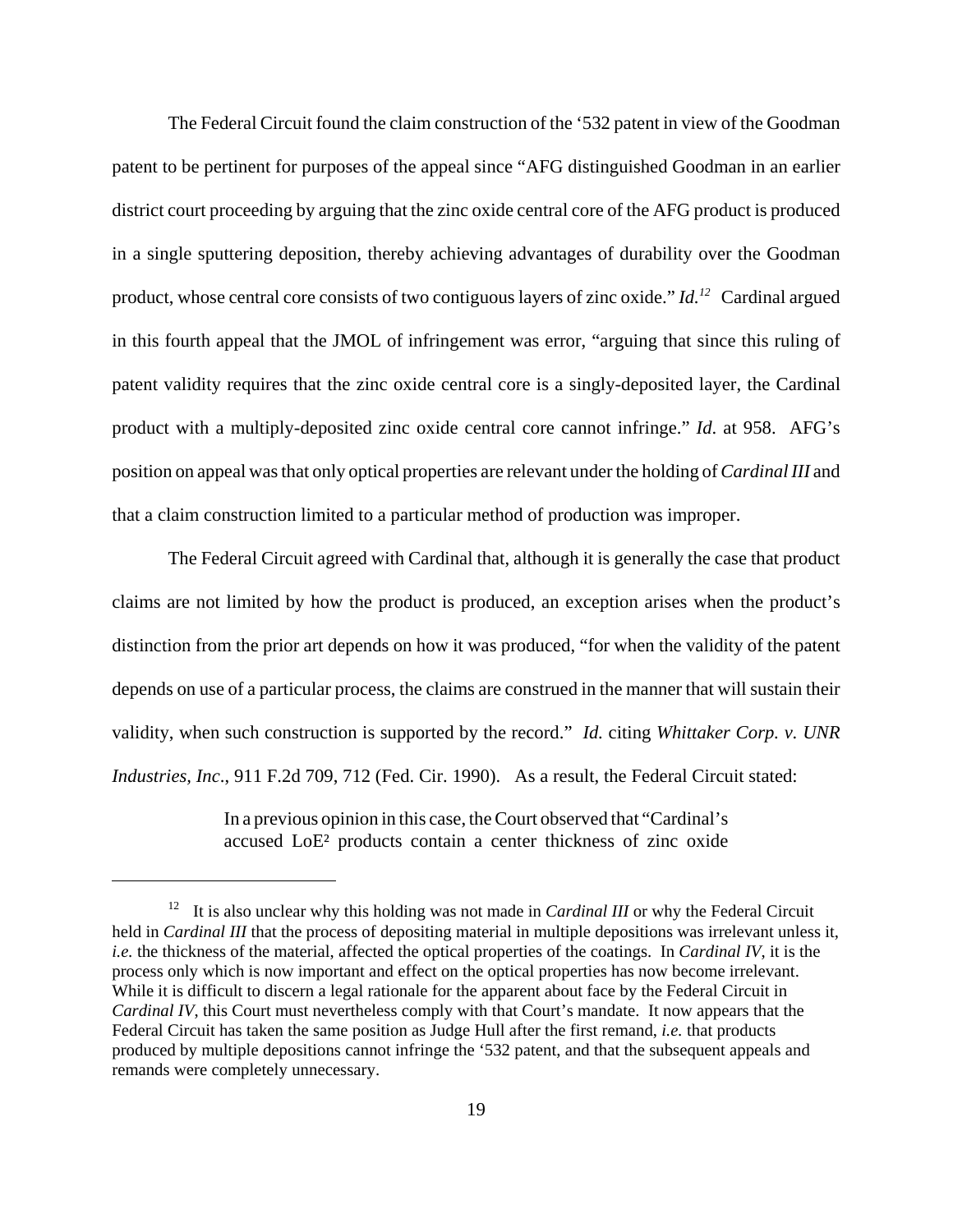The Federal Circuit found the claim construction of the '532 patent in view of the Goodman patent to be pertinent for purposes of the appeal since "AFG distinguished Goodman in an earlier district court proceeding by arguing that the zinc oxide central core of the AFG product is produced in a single sputtering deposition, thereby achieving advantages of durability over the Goodman product, whose central core consists of two contiguous layers of zinc oxide." *Id.*[12] Cardinal argued in this fourth appeal that the JMOL of infringement was error, "arguing that since this ruling of patent validity requires that the zinc oxide central core is a singly-deposited layer, the Cardinal product with a multiply-deposited zinc oxide central core cannot infringe." *Id*. at 958. AFG's position on appeal was that only optical properties are relevant under the holding of *Cardinal III* and that a claim construction limited to a particular method of production was improper.

The Federal Circuit agreed with Cardinal that, although it is generally the case that product claims are not limited by how the product is produced, an exception arises when the product's distinction from the prior art depends on how it was produced, "for when the validity of the patent depends on use of a particular process, the claims are construed in the manner that will sustain their validity, when such construction is supported by the record." *Id.* citing *Whittaker Corp. v. UNR Industries, Inc*., 911 F.2d 709, 712 (Fed. Cir. 1990). As a result, the Federal Circuit stated:

> In a previous opinion in this case, the Court observed that "Cardinal's accused LoE² products contain a center thickness of zinc oxide

[12] It is also unclear why this holding was not made in *Cardinal III* or why the Federal Circuit held in *Cardinal III* that the process of depositing material in multiple depositions was irrelevant unless it, *i.e.* the thickness of the material, affected the optical properties of the coatings. In *Cardinal IV*, it is the process only which is now important and effect on the optical properties has now become irrelevant. While it is difficult to discern a legal rationale for the apparent about face by the Federal Circuit in *Cardinal IV*, this Court must nevertheless comply with that Court's mandate. It now appears that the Federal Circuit has taken the same position as Judge Hull after the first remand, *i.e.* that products produced by multiple depositions cannot infringe the '532 patent, and that the subsequent appeals and remands were completely unnecessary.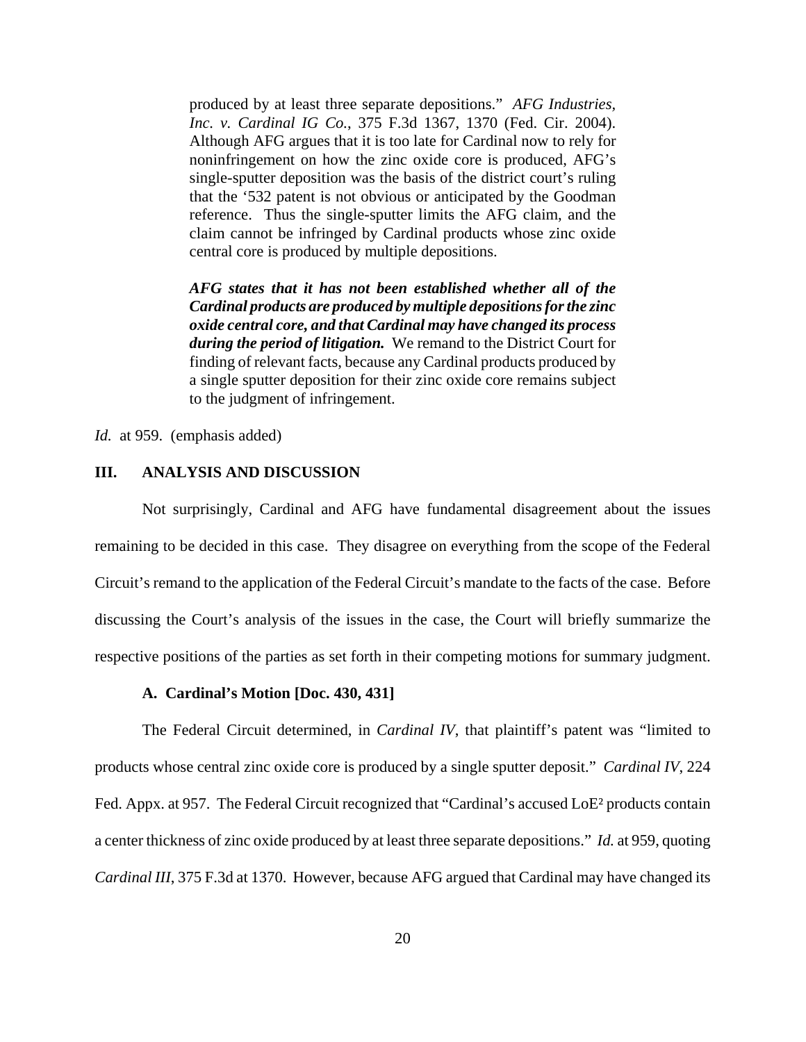> produced by at least three separate depositions." *AFG Industries, Inc. v. Cardinal IG Co.*, 375 F.3d 1367, 1370 (Fed. Cir. 2004). Although AFG argues that it is too late for Cardinal now to rely for noninfringement on how the zinc oxide core is produced, AFG's single-sputter deposition was the basis of the district court's ruling that the '532 patent is not obvious or anticipated by the Goodman reference. Thus the single-sputter limits the AFG claim, and the claim cannot be infringed by Cardinal products whose zinc oxide central core is produced by multiple depositions.
>
> ***AFG states that it has not been established whether all of the Cardinal products are produced by multiple depositions for the zinc oxide central core, and that Cardinal may have changed its process during the period of litigation.*** We remand to the District Court for finding of relevant facts, because any Cardinal products produced by a single sputter deposition for their zinc oxide core remains subject to the judgment of infringement.

*Id.* at 959. (emphasis added)

## III. ANALYSIS AND DISCUSSION

Not surprisingly, Cardinal and AFG have fundamental disagreement about the issues remaining to be decided in this case. They disagree on everything from the scope of the Federal Circuit's remand to the application of the Federal Circuit's mandate to the facts of the case. Before discussing the Court's analysis of the issues in the case, the Court will briefly summarize the respective positions of the parties as set forth in their competing motions for summary judgment.

### A. Cardinal's Motion [Doc. 430, 431]

The Federal Circuit determined, in *Cardinal IV*, that plaintiff's patent was "limited to products whose central zinc oxide core is produced by a single sputter deposit." *Cardinal IV*, 224 Fed. Appx. at 957. The Federal Circuit recognized that "Cardinal's accused LoE² products contain a center thickness of zinc oxide produced by at least three separate depositions." *Id.* at 959, quoting *Cardinal III*, 375 F.3d at 1370. However, because AFG argued that Cardinal may have changed its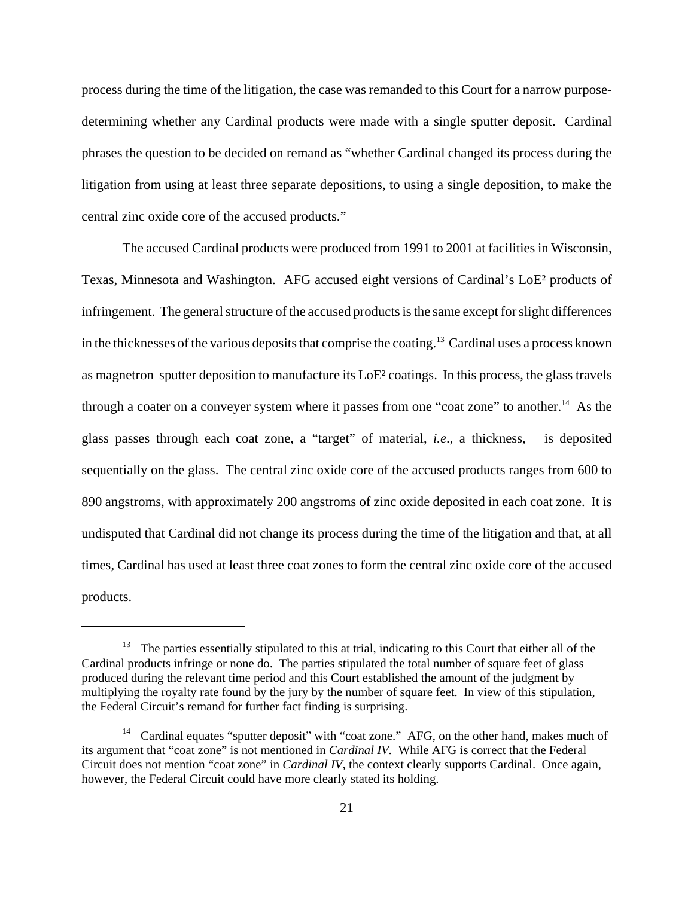process during the time of the litigation, the case was remanded to this Court for a narrow purpose- determining whether any Cardinal products were made with a single sputter deposit. Cardinal phrases the question to be decided on remand as "whether Cardinal changed its process during the litigation from using at least three separate depositions, to using a single deposition, to make the central zinc oxide core of the accused products."

The accused Cardinal products were produced from 1991 to 2001 at facilities in Wisconsin, Texas, Minnesota and Washington. AFG accused eight versions of Cardinal's LoE² products of infringement. The general structure of the accused products is the same except for slight differences in the thicknesses of the various deposits that comprise the coating.[13] Cardinal uses a process known as magnetron sputter deposition to manufacture its LoE² coatings. In this process, the glass travels through a coater on a conveyer system where it passes from one "coat zone" to another.[14] As the glass passes through each coat zone, a "target" of material, *i.e.*, a thickness, is deposited sequentially on the glass. The central zinc oxide core of the accused products ranges from 600 to 890 angstroms, with approximately 200 angstroms of zinc oxide deposited in each coat zone. It is undisputed that Cardinal did not change its process during the time of the litigation and that, at all times, Cardinal has used at least three coat zones to form the central zinc oxide core of the accused products.

---

[13] The parties essentially stipulated to this at trial, indicating to this Court that either all of the Cardinal products infringe or none do. The parties stipulated the total number of square feet of glass produced during the relevant time period and this Court established the amount of the judgment by multiplying the royalty rate found by the jury by the number of square feet. In view of this stipulation, the Federal Circuit's remand for further fact finding is surprising.

[14] Cardinal equates "sputter deposit" with "coat zone." AFG, on the other hand, makes much of its argument that "coat zone" is not mentioned in *Cardinal IV*. While AFG is correct that the Federal Circuit does not mention "coat zone" in *Cardinal IV*, the context clearly supports Cardinal. Once again, however, the Federal Circuit could have more clearly stated its holding.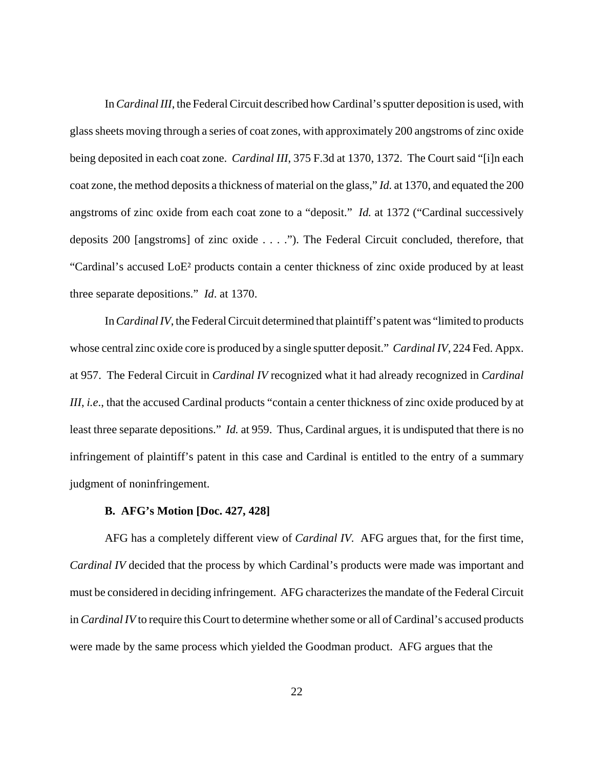In *Cardinal III*, the Federal Circuit described how Cardinal's sputter deposition is used, with glass sheets moving through a series of coat zones, with approximately 200 angstroms of zinc oxide being deposited in each coat zone. *Cardinal III*, 375 F.3d at 1370, 1372. The Court said "[i]n each coat zone, the method deposits a thickness of material on the glass," *Id.* at 1370, and equated the 200 angstroms of zinc oxide from each coat zone to a "deposit." *Id.* at 1372 ("Cardinal successively deposits 200 [angstroms] of zinc oxide . . . ."). The Federal Circuit concluded, therefore, that "Cardinal's accused LoE² products contain a center thickness of zinc oxide produced by at least three separate depositions." *Id*. at 1370.

In *Cardinal IV*, the Federal Circuit determined that plaintiff's patent was "limited to products whose central zinc oxide core is produced by a single sputter deposit." *Cardinal IV*, 224 Fed. Appx. at 957. The Federal Circuit in *Cardinal IV* recognized what it had already recognized in *Cardinal III*, *i.e*., that the accused Cardinal products "contain a center thickness of zinc oxide produced by at least three separate depositions." *Id.* at 959. Thus, Cardinal argues, it is undisputed that there is no infringement of plaintiff's patent in this case and Cardinal is entitled to the entry of a summary judgment of noninfringement.

**B. AFG's Motion [Doc. 427, 428]**

AFG has a completely different view of *Cardinal IV*. AFG argues that, for the first time, *Cardinal IV* decided that the process by which Cardinal's products were made was important and must be considered in deciding infringement. AFG characterizes the mandate of the Federal Circuit in *Cardinal IV* to require this Court to determine whether some or all of Cardinal's accused products were made by the same process which yielded the Goodman product. AFG argues that the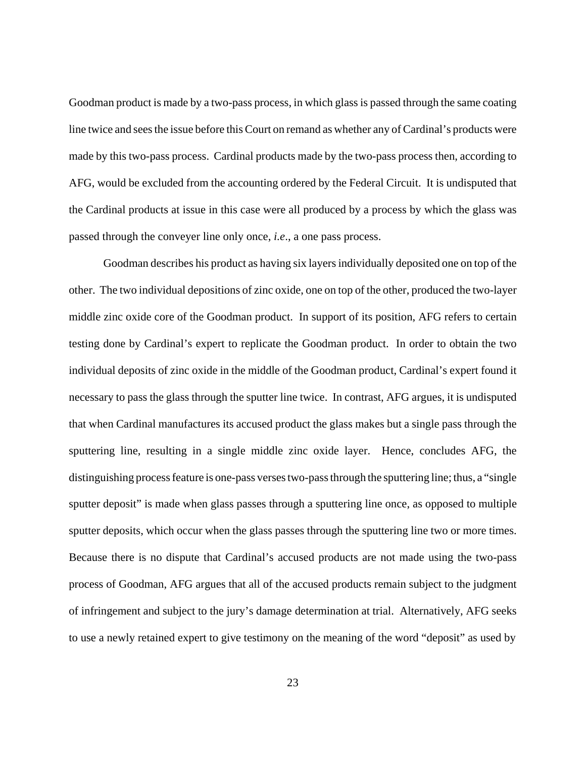Goodman product is made by a two-pass process, in which glass is passed through the same coating line twice and sees the issue before this Court on remand as whether any of Cardinal's products were made by this two-pass process. Cardinal products made by the two-pass process then, according to AFG, would be excluded from the accounting ordered by the Federal Circuit. It is undisputed that the Cardinal products at issue in this case were all produced by a process by which the glass was passed through the conveyer line only once, *i.e*., a one pass process.

Goodman describes his product as having six layers individually deposited one on top of the other. The two individual depositions of zinc oxide, one on top of the other, produced the two-layer middle zinc oxide core of the Goodman product. In support of its position, AFG refers to certain testing done by Cardinal's expert to replicate the Goodman product. In order to obtain the two individual deposits of zinc oxide in the middle of the Goodman product, Cardinal's expert found it necessary to pass the glass through the sputter line twice. In contrast, AFG argues, it is undisputed that when Cardinal manufactures its accused product the glass makes but a single pass through the sputtering line, resulting in a single middle zinc oxide layer. Hence, concludes AFG, the distinguishing process feature is one-pass verses two-pass through the sputtering line; thus, a "single sputter deposit" is made when glass passes through a sputtering line once, as opposed to multiple sputter deposits, which occur when the glass passes through the sputtering line two or more times. Because there is no dispute that Cardinal's accused products are not made using the two-pass process of Goodman, AFG argues that all of the accused products remain subject to the judgment of infringement and subject to the jury's damage determination at trial. Alternatively, AFG seeks to use a newly retained expert to give testimony on the meaning of the word "deposit" as used by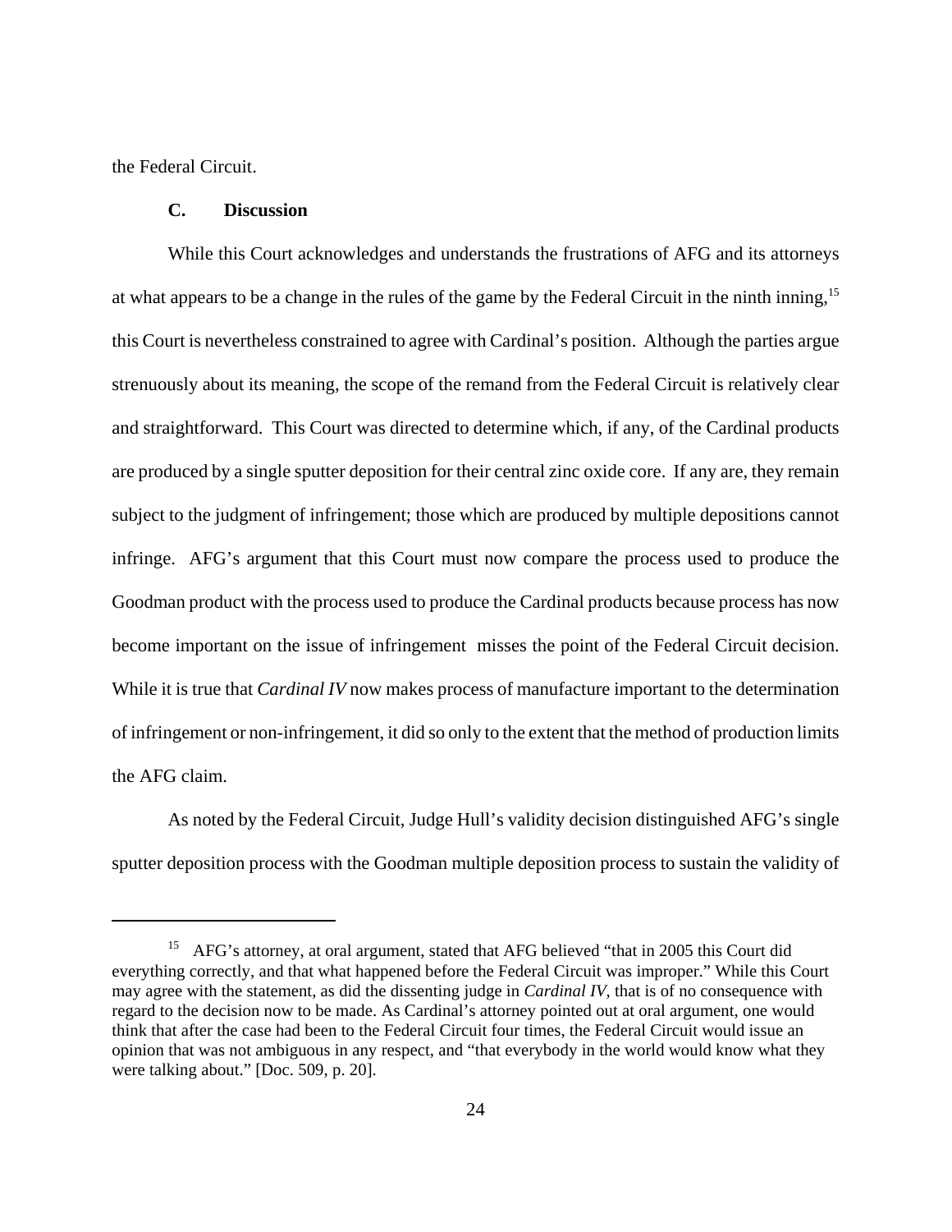the Federal Circuit.

### C. Discussion

While this Court acknowledges and understands the frustrations of AFG and its attorneys at what appears to be a change in the rules of the game by the Federal Circuit in the ninth inning,[15] this Court is nevertheless constrained to agree with Cardinal's position. Although the parties argue strenuously about its meaning, the scope of the remand from the Federal Circuit is relatively clear and straightforward. This Court was directed to determine which, if any, of the Cardinal products are produced by a single sputter deposition for their central zinc oxide core. If any are, they remain subject to the judgment of infringement; those which are produced by multiple depositions cannot infringe. AFG's argument that this Court must now compare the process used to produce the Goodman product with the process used to produce the Cardinal products because process has now become important on the issue of infringement misses the point of the Federal Circuit decision. While it is true that *Cardinal IV* now makes process of manufacture important to the determination of infringement or non-infringement, it did so only to the extent that the method of production limits the AFG claim.

As noted by the Federal Circuit, Judge Hull's validity decision distinguished AFG's single sputter deposition process with the Goodman multiple deposition process to sustain the validity of

---

[15] AFG's attorney, at oral argument, stated that AFG believed "that in 2005 this Court did everything correctly, and that what happened before the Federal Circuit was improper." While this Court may agree with the statement, as did the dissenting judge in *Cardinal IV*, that is of no consequence with regard to the decision now to be made. As Cardinal's attorney pointed out at oral argument, one would think that after the case had been to the Federal Circuit four times, the Federal Circuit would issue an opinion that was not ambiguous in any respect, and "that everybody in the world would know what they were talking about." [Doc. 509, p. 20].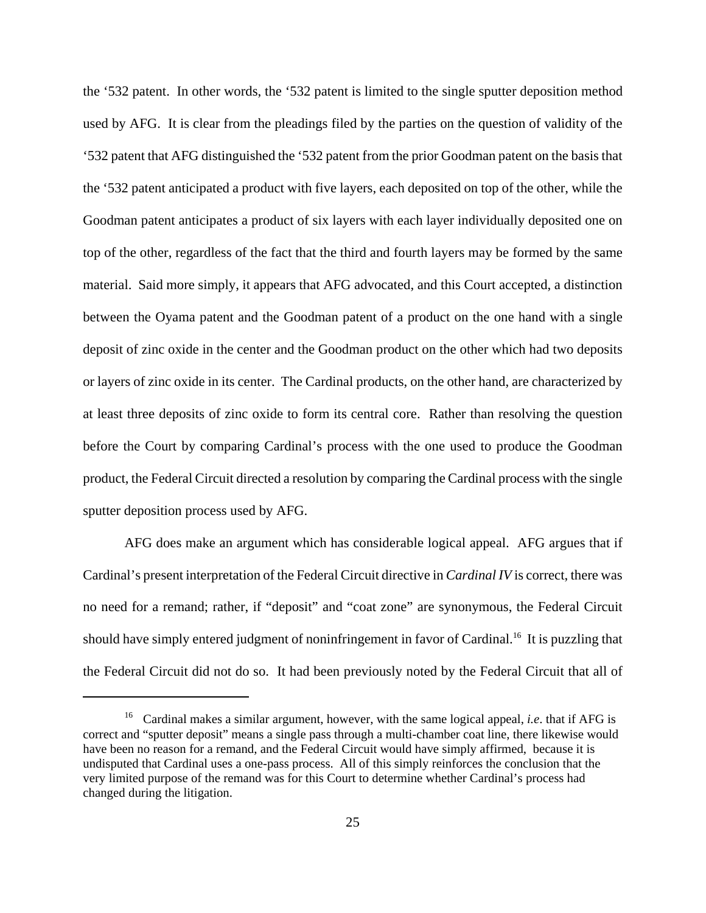the '532 patent. In other words, the '532 patent is limited to the single sputter deposition method used by AFG. It is clear from the pleadings filed by the parties on the question of validity of the '532 patent that AFG distinguished the '532 patent from the prior Goodman patent on the basis that the '532 patent anticipated a product with five layers, each deposited on top of the other, while the Goodman patent anticipates a product of six layers with each layer individually deposited one on top of the other, regardless of the fact that the third and fourth layers may be formed by the same material. Said more simply, it appears that AFG advocated, and this Court accepted, a distinction between the Oyama patent and the Goodman patent of a product on the one hand with a single deposit of zinc oxide in the center and the Goodman product on the other which had two deposits or layers of zinc oxide in its center. The Cardinal products, on the other hand, are characterized by at least three deposits of zinc oxide to form its central core. Rather than resolving the question before the Court by comparing Cardinal's process with the one used to produce the Goodman product, the Federal Circuit directed a resolution by comparing the Cardinal process with the single sputter deposition process used by AFG.

AFG does make an argument which has considerable logical appeal. AFG argues that if Cardinal's present interpretation of the Federal Circuit directive in *Cardinal IV* is correct, there was no need for a remand; rather, if "deposit" and "coat zone" are synonymous, the Federal Circuit should have simply entered judgment of noninfringement in favor of Cardinal.[16] It is puzzling that the Federal Circuit did not do so. It had been previously noted by the Federal Circuit that all of

[16] Cardinal makes a similar argument, however, with the same logical appeal, *i.e*. that if AFG is correct and "sputter deposit" means a single pass through a multi-chamber coat line, there likewise would have been no reason for a remand, and the Federal Circuit would have simply affirmed, because it is undisputed that Cardinal uses a one-pass process. All of this simply reinforces the conclusion that the very limited purpose of the remand was for this Court to determine whether Cardinal's process had changed during the litigation.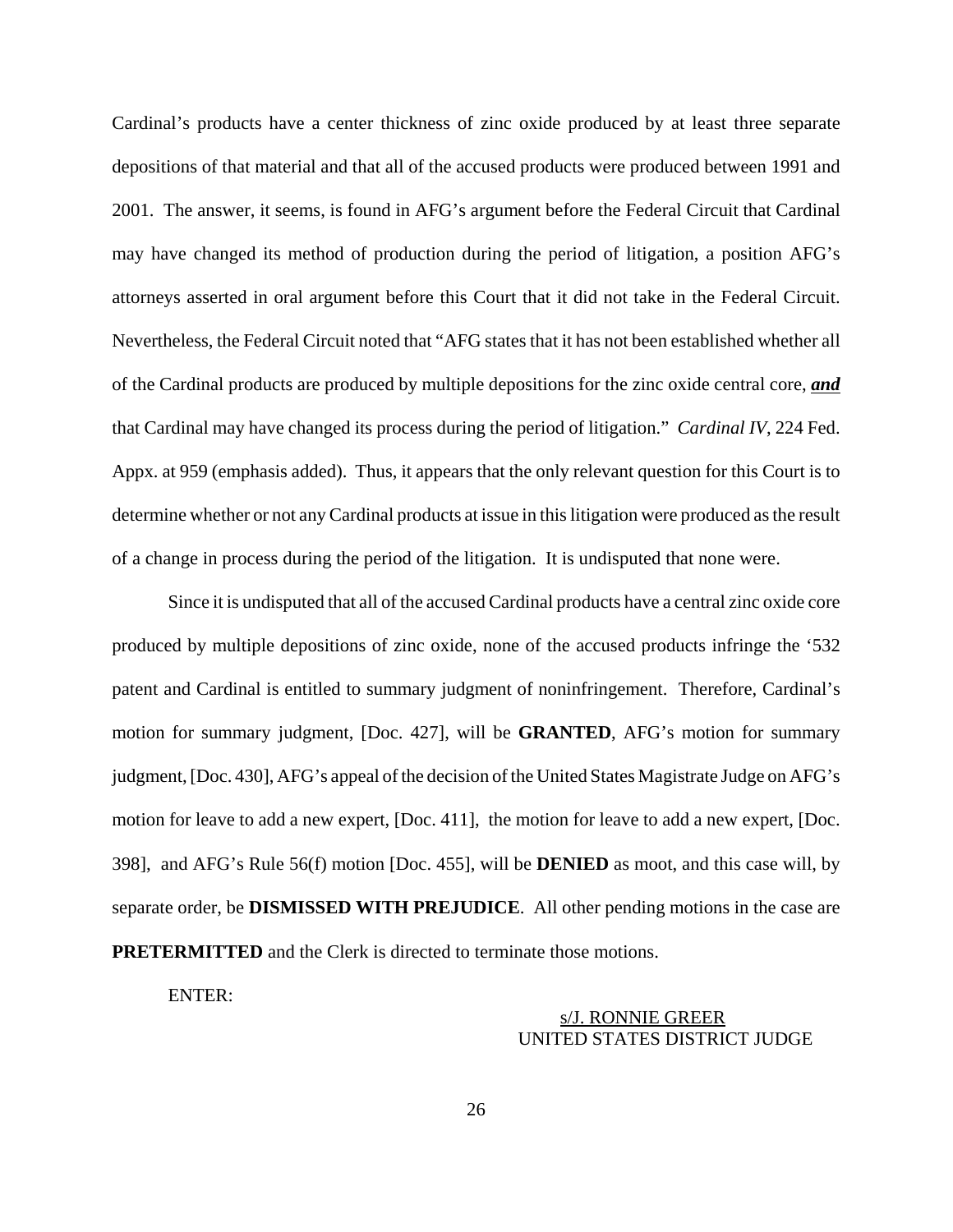Cardinal's products have a center thickness of zinc oxide produced by at least three separate depositions of that material and that all of the accused products were produced between 1991 and 2001. The answer, it seems, is found in AFG's argument before the Federal Circuit that Cardinal may have changed its method of production during the period of litigation, a position AFG's attorneys asserted in oral argument before this Court that it did not take in the Federal Circuit. Nevertheless, the Federal Circuit noted that "AFG states that it has not been established whether all of the Cardinal products are produced by multiple depositions for the zinc oxide central core, ***and*** that Cardinal may have changed its process during the period of litigation." *Cardinal IV*, 224 Fed. Appx. at 959 (emphasis added). Thus, it appears that the only relevant question for this Court is to determine whether or not any Cardinal products at issue in this litigation were produced as the result of a change in process during the period of the litigation. It is undisputed that none were.

Since it is undisputed that all of the accused Cardinal products have a central zinc oxide core produced by multiple depositions of zinc oxide, none of the accused products infringe the '532 patent and Cardinal is entitled to summary judgment of noninfringement. Therefore, Cardinal's motion for summary judgment, [Doc. 427], will be **GRANTED**, AFG's motion for summary judgment, [Doc. 430], AFG's appeal of the decision of the United States Magistrate Judge on AFG's motion for leave to add a new expert, [Doc. 411], the motion for leave to add a new expert, [Doc. 398], and AFG's Rule 56(f) motion [Doc. 455], will be **DENIED** as moot, and this case will, by separate order, be **DISMISSED WITH PREJUDICE**. All other pending motions in the case are **PRETERMITTED** and the Clerk is directed to terminate those motions.

ENTER:

s/J. RONNIE GREER
UNITED STATES DISTRICT JUDGE